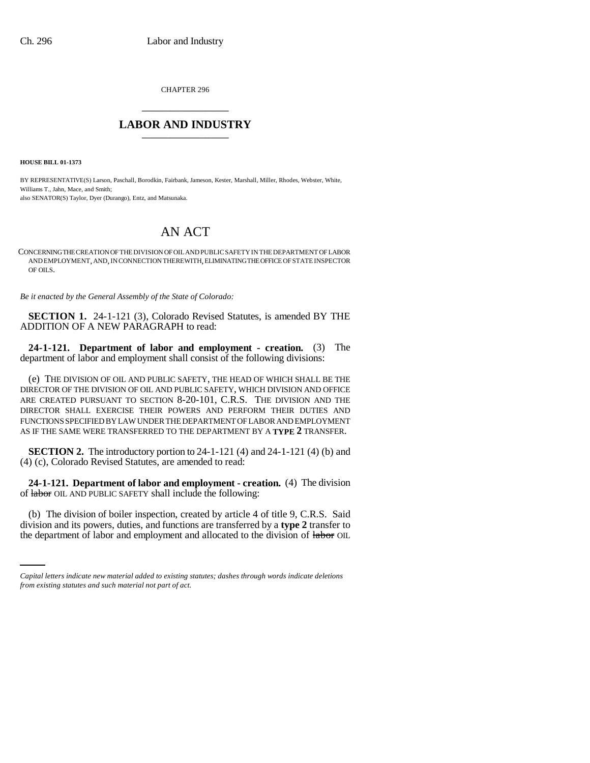CHAPTER 296

# LABOR AND INDUSTRY

**HOUSE BILL 01-1373**

BY REPRESENTATIVE(S) Larson, Paschall, Borodkin, Fairbank, Jameson, Kester, Marshall, Miller, Rhodes, Webster, White, Williams T., Jahn, Mace, and Smith;
also SENATOR(S) Taylor, Dyer (Durango), Entz, and Matsunaka.

# AN ACT

CONCERNING THE CREATION OF THE DIVISION OF OIL AND PUBLIC SAFETY IN THE DEPARTMENT OF LABOR AND EMPLOYMENT, AND, IN CONNECTION THEREWITH, ELIMINATING THE OFFICE OF STATE INSPECTOR OF OILS.

*Be it enacted by the General Assembly of the State of Colorado:*

**SECTION 1.** 24-1-121 (3), Colorado Revised Statutes, is amended BY THE ADDITION OF A NEW PARAGRAPH to read:

**24-1-121. Department of labor and employment - creation.** (3) The department of labor and employment shall consist of the following divisions:

(e) THE DIVISION OF OIL AND PUBLIC SAFETY, THE HEAD OF WHICH SHALL BE THE DIRECTOR OF THE DIVISION OF OIL AND PUBLIC SAFETY, WHICH DIVISION AND OFFICE ARE CREATED PURSUANT TO SECTION 8-20-101, C.R.S. THE DIVISION AND THE DIRECTOR SHALL EXERCISE THEIR POWERS AND PERFORM THEIR DUTIES AND FUNCTIONS SPECIFIED BY LAW UNDER THE DEPARTMENT OF LABOR AND EMPLOYMENT AS IF THE SAME WERE TRANSFERRED TO THE DEPARTMENT BY A **TYPE 2** TRANSFER.

**SECTION 2.** The introductory portion to 24-1-121 (4) and 24-1-121 (4) (b) and (4) (c), Colorado Revised Statutes, are amended to read:

**24-1-121. Department of labor and employment - creation.** (4) The division of ~~labor~~ OIL AND PUBLIC SAFETY shall include the following:

(b) The division of boiler inspection, created by article 4 of title 9, C.R.S. Said division and its powers, duties, and functions are transferred by a **type 2** transfer to the department of labor and employment and allocated to the division of ~~labor~~ OIL

*Capital letters indicate new material added to existing statutes; dashes through words indicate deletions from existing statutes and such material not part of act.*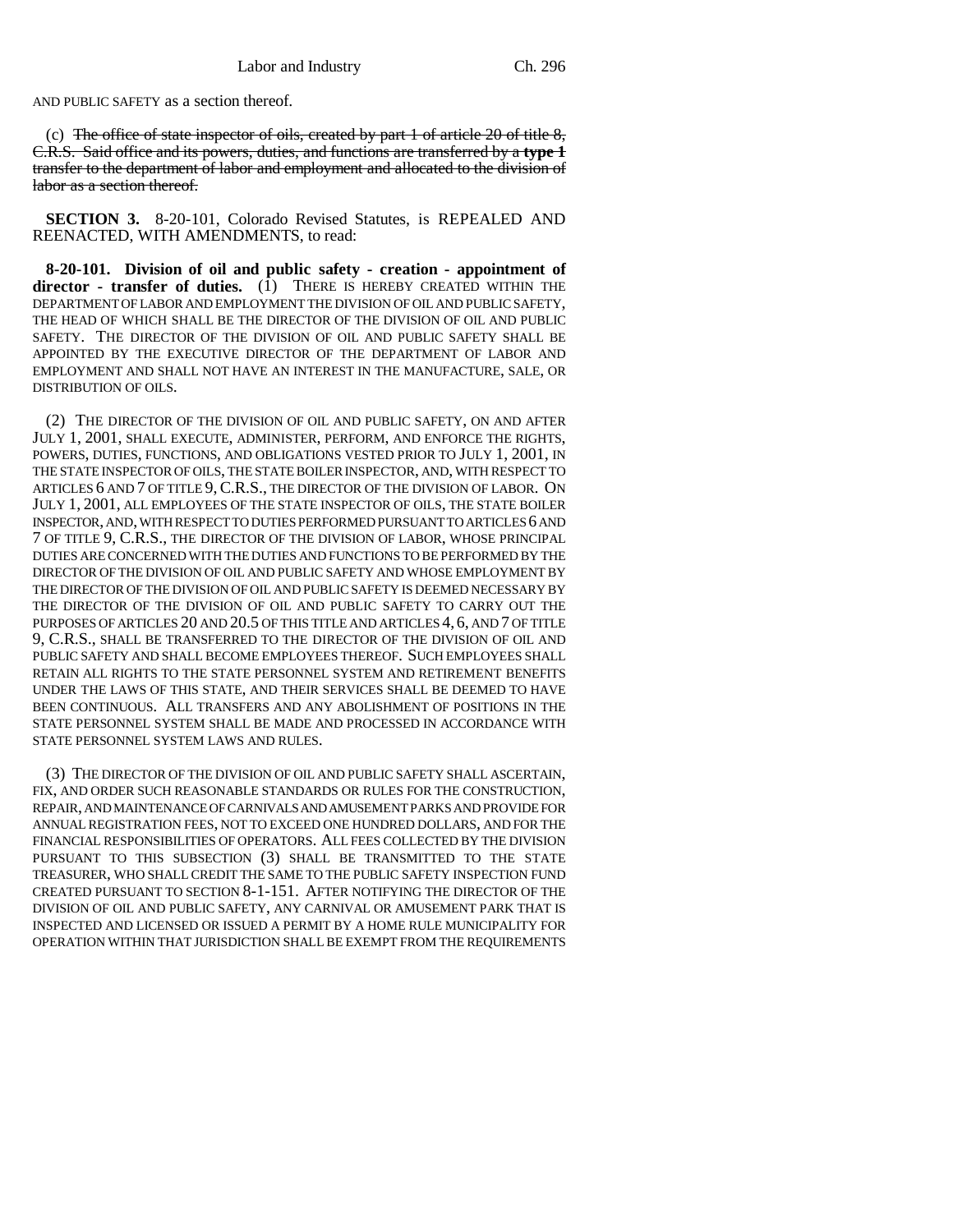AND PUBLIC SAFETY as a section thereof.

(c) ~~The office of state inspector of oils, created by part 1 of article 20 of title 8, C.R.S. Said office and its powers, duties, and functions are transferred by a **type 1** transfer to the department of labor and employment and allocated to the division of labor as a section thereof.~~

**SECTION 3.** 8-20-101, Colorado Revised Statutes, is REPEALED AND REENACTED, WITH AMENDMENTS, to read:

**8-20-101. Division of oil and public safety - creation - appointment of director - transfer of duties.** (1) THERE IS HEREBY CREATED WITHIN THE DEPARTMENT OF LABOR AND EMPLOYMENT THE DIVISION OF OIL AND PUBLIC SAFETY, THE HEAD OF WHICH SHALL BE THE DIRECTOR OF THE DIVISION OF OIL AND PUBLIC SAFETY. THE DIRECTOR OF THE DIVISION OF OIL AND PUBLIC SAFETY SHALL BE APPOINTED BY THE EXECUTIVE DIRECTOR OF THE DEPARTMENT OF LABOR AND EMPLOYMENT AND SHALL NOT HAVE AN INTEREST IN THE MANUFACTURE, SALE, OR DISTRIBUTION OF OILS.

(2) THE DIRECTOR OF THE DIVISION OF OIL AND PUBLIC SAFETY, ON AND AFTER JULY 1, 2001, SHALL EXECUTE, ADMINISTER, PERFORM, AND ENFORCE THE RIGHTS, POWERS, DUTIES, FUNCTIONS, AND OBLIGATIONS VESTED PRIOR TO JULY 1, 2001, IN THE STATE INSPECTOR OF OILS, THE STATE BOILER INSPECTOR, AND, WITH RESPECT TO ARTICLES 6 AND 7 OF TITLE 9, C.R.S., THE DIRECTOR OF THE DIVISION OF LABOR. ON JULY 1, 2001, ALL EMPLOYEES OF THE STATE INSPECTOR OF OILS, THE STATE BOILER INSPECTOR, AND, WITH RESPECT TO DUTIES PERFORMED PURSUANT TO ARTICLES 6 AND 7 OF TITLE 9, C.R.S., THE DIRECTOR OF THE DIVISION OF LABOR, WHOSE PRINCIPAL DUTIES ARE CONCERNED WITH THE DUTIES AND FUNCTIONS TO BE PERFORMED BY THE DIRECTOR OF THE DIVISION OF OIL AND PUBLIC SAFETY AND WHOSE EMPLOYMENT BY THE DIRECTOR OF THE DIVISION OF OIL AND PUBLIC SAFETY IS DEEMED NECESSARY BY THE DIRECTOR OF THE DIVISION OF OIL AND PUBLIC SAFETY TO CARRY OUT THE PURPOSES OF ARTICLES 20 AND 20.5 OF THIS TITLE AND ARTICLES 4, 6, AND 7 OF TITLE 9, C.R.S., SHALL BE TRANSFERRED TO THE DIRECTOR OF THE DIVISION OF OIL AND PUBLIC SAFETY AND SHALL BECOME EMPLOYEES THEREOF. SUCH EMPLOYEES SHALL RETAIN ALL RIGHTS TO THE STATE PERSONNEL SYSTEM AND RETIREMENT BENEFITS UNDER THE LAWS OF THIS STATE, AND THEIR SERVICES SHALL BE DEEMED TO HAVE BEEN CONTINUOUS. ALL TRANSFERS AND ANY ABOLISHMENT OF POSITIONS IN THE STATE PERSONNEL SYSTEM SHALL BE MADE AND PROCESSED IN ACCORDANCE WITH STATE PERSONNEL SYSTEM LAWS AND RULES.

(3) THE DIRECTOR OF THE DIVISION OF OIL AND PUBLIC SAFETY SHALL ASCERTAIN, FIX, AND ORDER SUCH REASONABLE STANDARDS OR RULES FOR THE CONSTRUCTION, REPAIR, AND MAINTENANCE OF CARNIVALS AND AMUSEMENT PARKS AND PROVIDE FOR ANNUAL REGISTRATION FEES, NOT TO EXCEED ONE HUNDRED DOLLARS, AND FOR THE FINANCIAL RESPONSIBILITIES OF OPERATORS. ALL FEES COLLECTED BY THE DIVISION PURSUANT TO THIS SUBSECTION (3) SHALL BE TRANSMITTED TO THE STATE TREASURER, WHO SHALL CREDIT THE SAME TO THE PUBLIC SAFETY INSPECTION FUND CREATED PURSUANT TO SECTION 8-1-151. AFTER NOTIFYING THE DIRECTOR OF THE DIVISION OF OIL AND PUBLIC SAFETY, ANY CARNIVAL OR AMUSEMENT PARK THAT IS INSPECTED AND LICENSED OR ISSUED A PERMIT BY A HOME RULE MUNICIPALITY FOR OPERATION WITHIN THAT JURISDICTION SHALL BE EXEMPT FROM THE REQUIREMENTS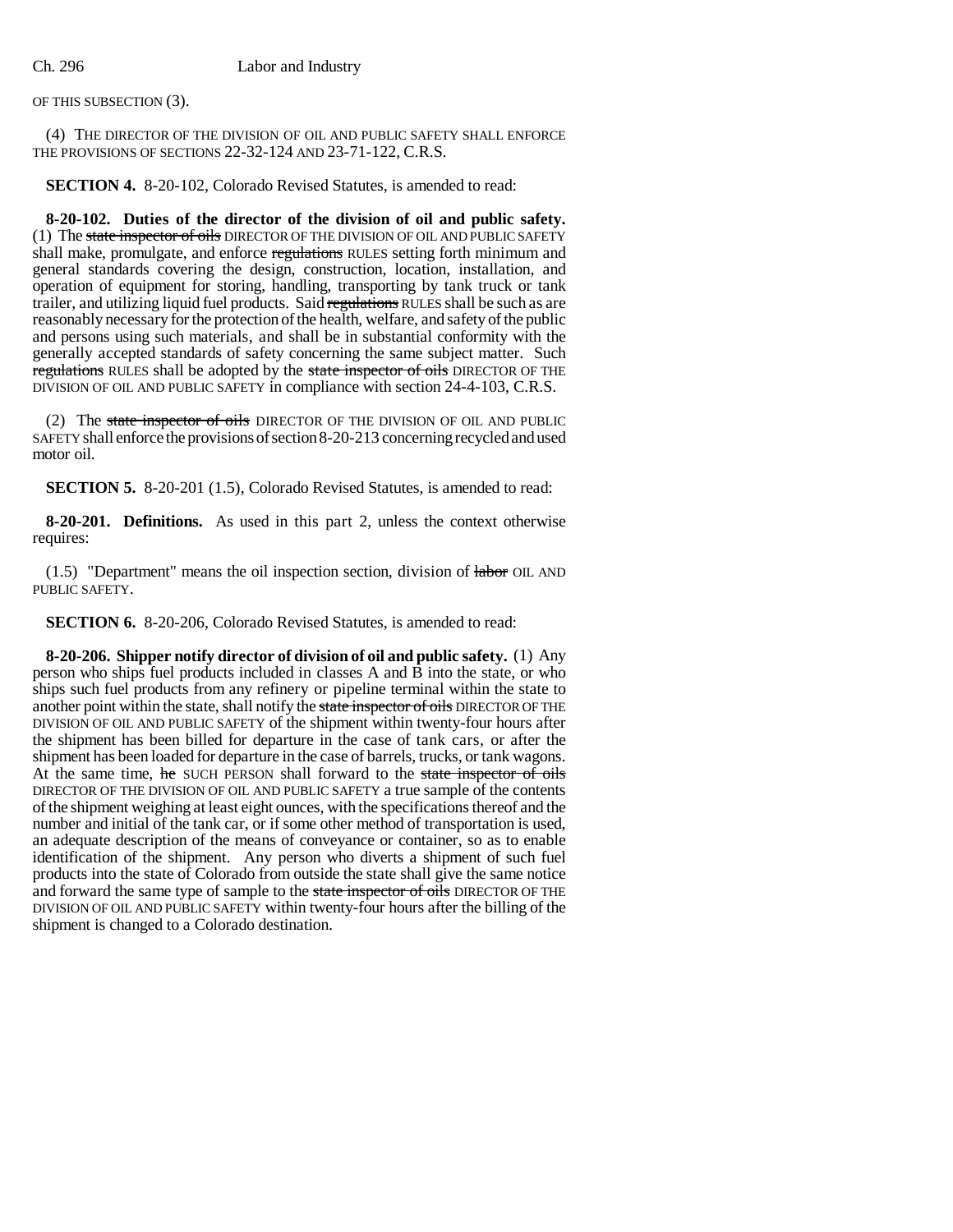OF THIS SUBSECTION (3).

(4) THE DIRECTOR OF THE DIVISION OF OIL AND PUBLIC SAFETY SHALL ENFORCE THE PROVISIONS OF SECTIONS 22-32-124 AND 23-71-122, C.R.S.

**SECTION 4.** 8-20-102, Colorado Revised Statutes, is amended to read:

**8-20-102. Duties of the director of the division of oil and public safety.** (1) The ~~state inspector of oils~~ DIRECTOR OF THE DIVISION OF OIL AND PUBLIC SAFETY shall make, promulgate, and enforce ~~regulations~~ RULES setting forth minimum and general standards covering the design, construction, location, installation, and operation of equipment for storing, handling, transporting by tank truck or tank trailer, and utilizing liquid fuel products. Said ~~regulations~~ RULES shall be such as are reasonably necessary for the protection of the health, welfare, and safety of the public and persons using such materials, and shall be in substantial conformity with the generally accepted standards of safety concerning the same subject matter. Such ~~regulations~~ RULES shall be adopted by the ~~state inspector of oils~~ DIRECTOR OF THE DIVISION OF OIL AND PUBLIC SAFETY in compliance with section 24-4-103, C.R.S.

(2) The ~~state inspector of oils~~ DIRECTOR OF THE DIVISION OF OIL AND PUBLIC SAFETY shall enforce the provisions of section 8-20-213 concerning recycled and used motor oil.

**SECTION 5.** 8-20-201 (1.5), Colorado Revised Statutes, is amended to read:

**8-20-201. Definitions.** As used in this part 2, unless the context otherwise requires:

(1.5) "Department" means the oil inspection section, division of ~~labor~~ OIL AND PUBLIC SAFETY.

**SECTION 6.** 8-20-206, Colorado Revised Statutes, is amended to read:

**8-20-206. Shipper notify director of division of oil and public safety.** (1) Any person who ships fuel products included in classes A and B into the state, or who ships such fuel products from any refinery or pipeline terminal within the state to another point within the state, shall notify the ~~state inspector of oils~~ DIRECTOR OF THE DIVISION OF OIL AND PUBLIC SAFETY of the shipment within twenty-four hours after the shipment has been billed for departure in the case of tank cars, or after the shipment has been loaded for departure in the case of barrels, trucks, or tank wagons. At the same time, ~~he~~ SUCH PERSON shall forward to the ~~state inspector of oils~~ DIRECTOR OF THE DIVISION OF OIL AND PUBLIC SAFETY a true sample of the contents of the shipment weighing at least eight ounces, with the specifications thereof and the number and initial of the tank car, or if some other method of transportation is used, an adequate description of the means of conveyance or container, so as to enable identification of the shipment. Any person who diverts a shipment of such fuel products into the state of Colorado from outside the state shall give the same notice and forward the same type of sample to the ~~state inspector of oils~~ DIRECTOR OF THE DIVISION OF OIL AND PUBLIC SAFETY within twenty-four hours after the billing of the shipment is changed to a Colorado destination.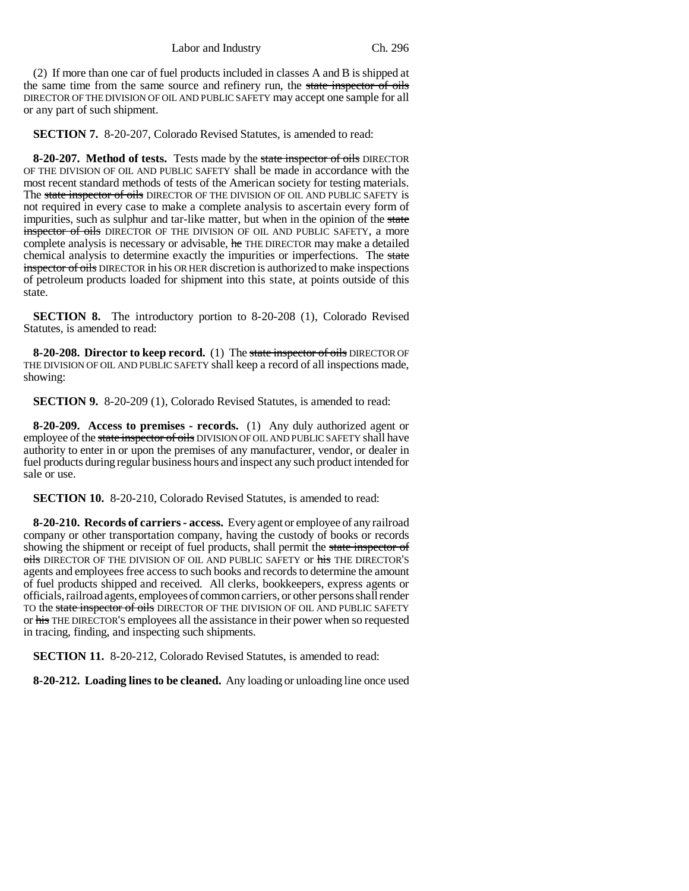(2) If more than one car of fuel products included in classes A and B is shipped at the same time from the same source and refinery run, the ~~state inspector of oils~~ DIRECTOR OF THE DIVISION OF OIL AND PUBLIC SAFETY may accept one sample for all or any part of such shipment.

**SECTION 7.** 8-20-207, Colorado Revised Statutes, is amended to read:

**8-20-207. Method of tests.** Tests made by the ~~state inspector of oils~~ DIRECTOR OF THE DIVISION OF OIL AND PUBLIC SAFETY shall be made in accordance with the most recent standard methods of tests of the American society for testing materials. The ~~state inspector of oils~~ DIRECTOR OF THE DIVISION OF OIL AND PUBLIC SAFETY is not required in every case to make a complete analysis to ascertain every form of impurities, such as sulphur and tar-like matter, but when in the opinion of the ~~state inspector of oils~~ DIRECTOR OF THE DIVISION OF OIL AND PUBLIC SAFETY, a more complete analysis is necessary or advisable, ~~he~~ THE DIRECTOR may make a detailed chemical analysis to determine exactly the impurities or imperfections. The ~~state inspector of oils~~ DIRECTOR in his OR HER discretion is authorized to make inspections of petroleum products loaded for shipment into this state, at points outside of this state.

**SECTION 8.** The introductory portion to 8-20-208 (1), Colorado Revised Statutes, is amended to read:

**8-20-208. Director to keep record.** (1) The ~~state inspector of oils~~ DIRECTOR OF THE DIVISION OF OIL AND PUBLIC SAFETY shall keep a record of all inspections made, showing:

**SECTION 9.** 8-20-209 (1), Colorado Revised Statutes, is amended to read:

**8-20-209. Access to premises - records.** (1) Any duly authorized agent or employee of the ~~state inspector of oils~~ DIVISION OF OIL AND PUBLIC SAFETY shall have authority to enter in or upon the premises of any manufacturer, vendor, or dealer in fuel products during regular business hours and inspect any such product intended for sale or use.

**SECTION 10.** 8-20-210, Colorado Revised Statutes, is amended to read:

**8-20-210. Records of carriers - access.** Every agent or employee of any railroad company or other transportation company, having the custody of books or records showing the shipment or receipt of fuel products, shall permit the ~~state inspector of oils~~ DIRECTOR OF THE DIVISION OF OIL AND PUBLIC SAFETY or ~~his~~ THE DIRECTOR'S agents and employees free access to such books and records to determine the amount of fuel products shipped and received. All clerks, bookkeepers, express agents or officials, railroad agents, employees of common carriers, or other persons shall render TO the ~~state inspector of oils~~ DIRECTOR OF THE DIVISION OF OIL AND PUBLIC SAFETY or ~~his~~ THE DIRECTOR'S employees all the assistance in their power when so requested in tracing, finding, and inspecting such shipments.

**SECTION 11.** 8-20-212, Colorado Revised Statutes, is amended to read:

**8-20-212. Loading lines to be cleaned.** Any loading or unloading line once used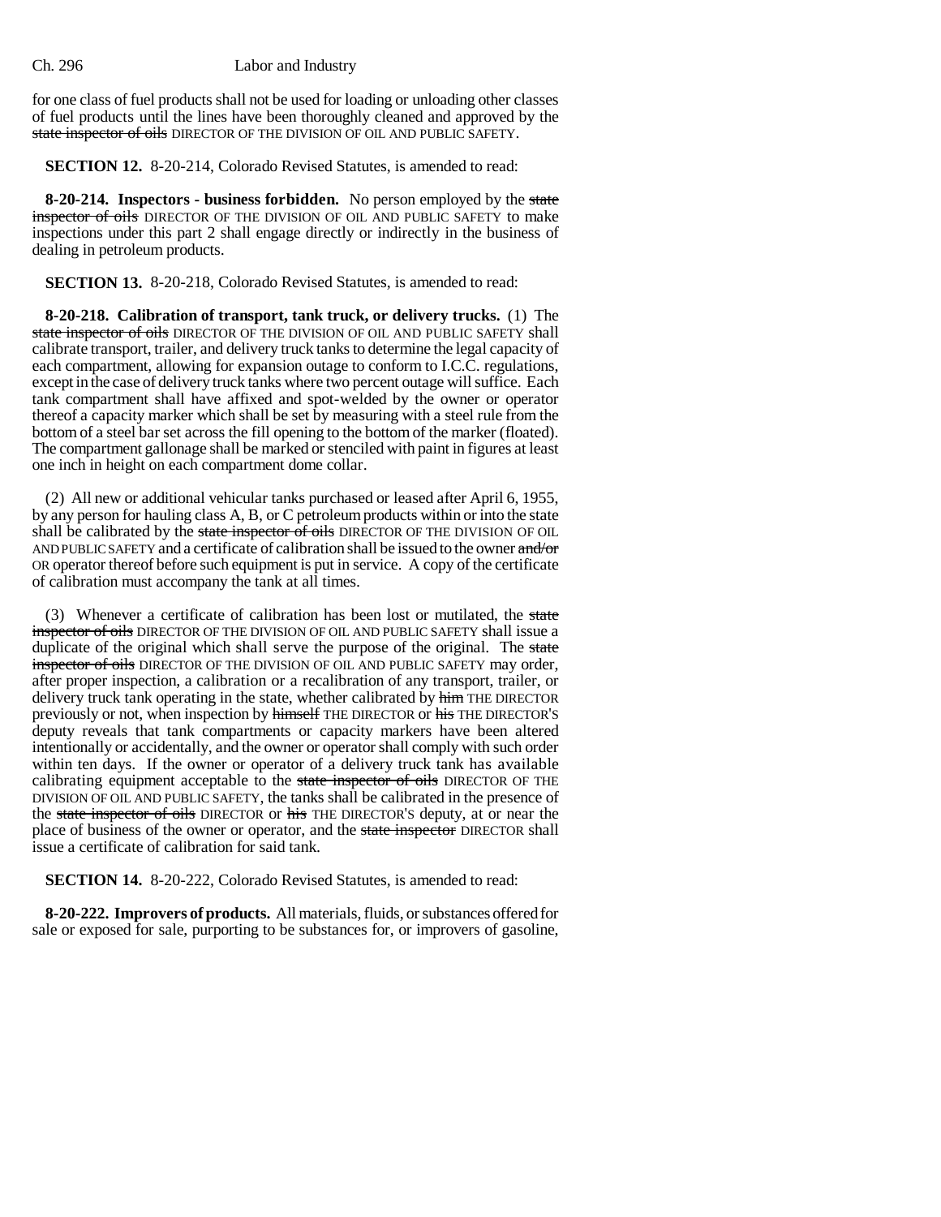for one class of fuel products shall not be used for loading or unloading other classes of fuel products until the lines have been thoroughly cleaned and approved by the ~~state inspector of oils~~ DIRECTOR OF THE DIVISION OF OIL AND PUBLIC SAFETY.

**SECTION 12.** 8-20-214, Colorado Revised Statutes, is amended to read:

**8-20-214. Inspectors - business forbidden.** No person employed by the ~~state inspector of oils~~ DIRECTOR OF THE DIVISION OF OIL AND PUBLIC SAFETY to make inspections under this part 2 shall engage directly or indirectly in the business of dealing in petroleum products.

**SECTION 13.** 8-20-218, Colorado Revised Statutes, is amended to read:

**8-20-218. Calibration of transport, tank truck, or delivery trucks.** (1) The ~~state inspector of oils~~ DIRECTOR OF THE DIVISION OF OIL AND PUBLIC SAFETY shall calibrate transport, trailer, and delivery truck tanks to determine the legal capacity of each compartment, allowing for expansion outage to conform to I.C.C. regulations, except in the case of delivery truck tanks where two percent outage will suffice. Each tank compartment shall have affixed and spot-welded by the owner or operator thereof a capacity marker which shall be set by measuring with a steel rule from the bottom of a steel bar set across the fill opening to the bottom of the marker (floated). The compartment gallonage shall be marked or stenciled with paint in figures at least one inch in height on each compartment dome collar.

(2) All new or additional vehicular tanks purchased or leased after April 6, 1955, by any person for hauling class A, B, or C petroleum products within or into the state shall be calibrated by the ~~state inspector of oils~~ DIRECTOR OF THE DIVISION OF OIL AND PUBLIC SAFETY and a certificate of calibration shall be issued to the owner ~~and/or~~ OR operator thereof before such equipment is put in service. A copy of the certificate of calibration must accompany the tank at all times.

(3) Whenever a certificate of calibration has been lost or mutilated, the ~~state inspector of oils~~ DIRECTOR OF THE DIVISION OF OIL AND PUBLIC SAFETY shall issue a duplicate of the original which shall serve the purpose of the original. The ~~state inspector of oils~~ DIRECTOR OF THE DIVISION OF OIL AND PUBLIC SAFETY may order, after proper inspection, a calibration or a recalibration of any transport, trailer, or delivery truck tank operating in the state, whether calibrated by ~~him~~ THE DIRECTOR previously or not, when inspection by ~~himself~~ THE DIRECTOR or ~~his~~ THE DIRECTOR'S deputy reveals that tank compartments or capacity markers have been altered intentionally or accidentally, and the owner or operator shall comply with such order within ten days. If the owner or operator of a delivery truck tank has available calibrating equipment acceptable to the ~~state inspector of oils~~ DIRECTOR OF THE DIVISION OF OIL AND PUBLIC SAFETY, the tanks shall be calibrated in the presence of the ~~state inspector of oils~~ DIRECTOR or ~~his~~ THE DIRECTOR'S deputy, at or near the place of business of the owner or operator, and the ~~state inspector~~ DIRECTOR shall issue a certificate of calibration for said tank.

**SECTION 14.** 8-20-222, Colorado Revised Statutes, is amended to read:

**8-20-222. Improvers of products.** All materials, fluids, or substances offered for sale or exposed for sale, purporting to be substances for, or improvers of gasoline,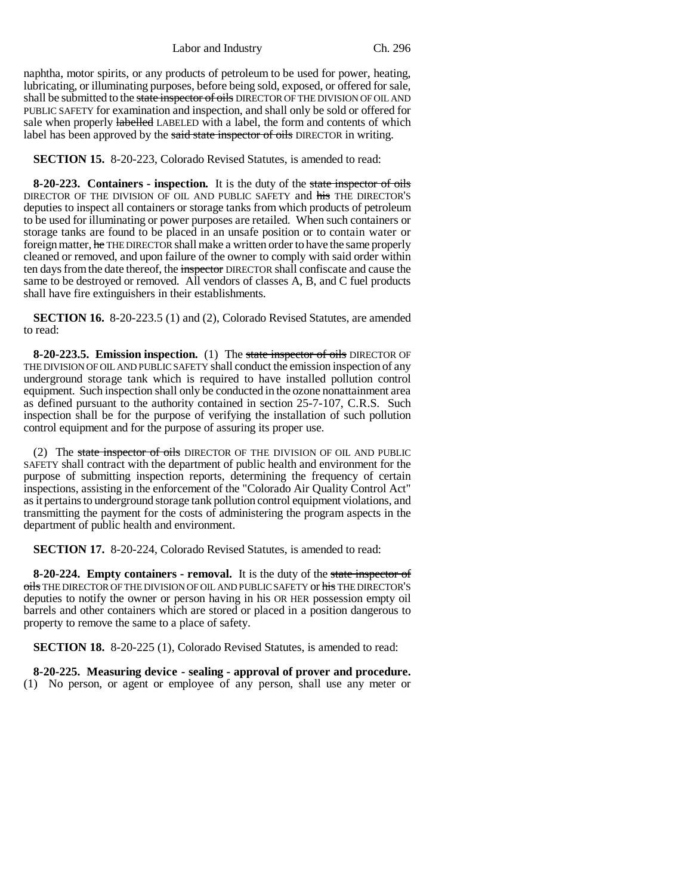naphtha, motor spirits, or any products of petroleum to be used for power, heating, lubricating, or illuminating purposes, before being sold, exposed, or offered for sale, shall be submitted to the ~~state inspector of oils~~ DIRECTOR OF THE DIVISION OF OIL AND PUBLIC SAFETY for examination and inspection, and shall only be sold or offered for sale when properly ~~labelled~~ LABELED with a label, the form and contents of which label has been approved by the ~~said state inspector of oils~~ DIRECTOR in writing.

**SECTION 15.** 8-20-223, Colorado Revised Statutes, is amended to read:

**8-20-223. Containers - inspection.** It is the duty of the ~~state inspector of oils~~ DIRECTOR OF THE DIVISION OF OIL AND PUBLIC SAFETY and ~~his~~ THE DIRECTOR'S deputies to inspect all containers or storage tanks from which products of petroleum to be used for illuminating or power purposes are retailed. When such containers or storage tanks are found to be placed in an unsafe position or to contain water or foreign matter, ~~he~~ THE DIRECTOR shall make a written order to have the same properly cleaned or removed, and upon failure of the owner to comply with said order within ten days from the date thereof, the ~~inspector~~ DIRECTOR shall confiscate and cause the same to be destroyed or removed. All vendors of classes A, B, and C fuel products shall have fire extinguishers in their establishments.

**SECTION 16.** 8-20-223.5 (1) and (2), Colorado Revised Statutes, are amended to read:

**8-20-223.5. Emission inspection.** (1) The ~~state inspector of oils~~ DIRECTOR OF THE DIVISION OF OIL AND PUBLIC SAFETY shall conduct the emission inspection of any underground storage tank which is required to have installed pollution control equipment. Such inspection shall only be conducted in the ozone nonattainment area as defined pursuant to the authority contained in section 25-7-107, C.R.S. Such inspection shall be for the purpose of verifying the installation of such pollution control equipment and for the purpose of assuring its proper use.

(2) The ~~state inspector of oils~~ DIRECTOR OF THE DIVISION OF OIL AND PUBLIC SAFETY shall contract with the department of public health and environment for the purpose of submitting inspection reports, determining the frequency of certain inspections, assisting in the enforcement of the "Colorado Air Quality Control Act" as it pertains to underground storage tank pollution control equipment violations, and transmitting the payment for the costs of administering the program aspects in the department of public health and environment.

**SECTION 17.** 8-20-224, Colorado Revised Statutes, is amended to read:

**8-20-224. Empty containers - removal.** It is the duty of the ~~state inspector of oils~~ THE DIRECTOR OF THE DIVISION OF OIL AND PUBLIC SAFETY or ~~his~~ THE DIRECTOR'S deputies to notify the owner or person having in his OR HER possession empty oil barrels and other containers which are stored or placed in a position dangerous to property to remove the same to a place of safety.

**SECTION 18.** 8-20-225 (1), Colorado Revised Statutes, is amended to read:

**8-20-225. Measuring device - sealing - approval of prover and procedure.** (1) No person, or agent or employee of any person, shall use any meter or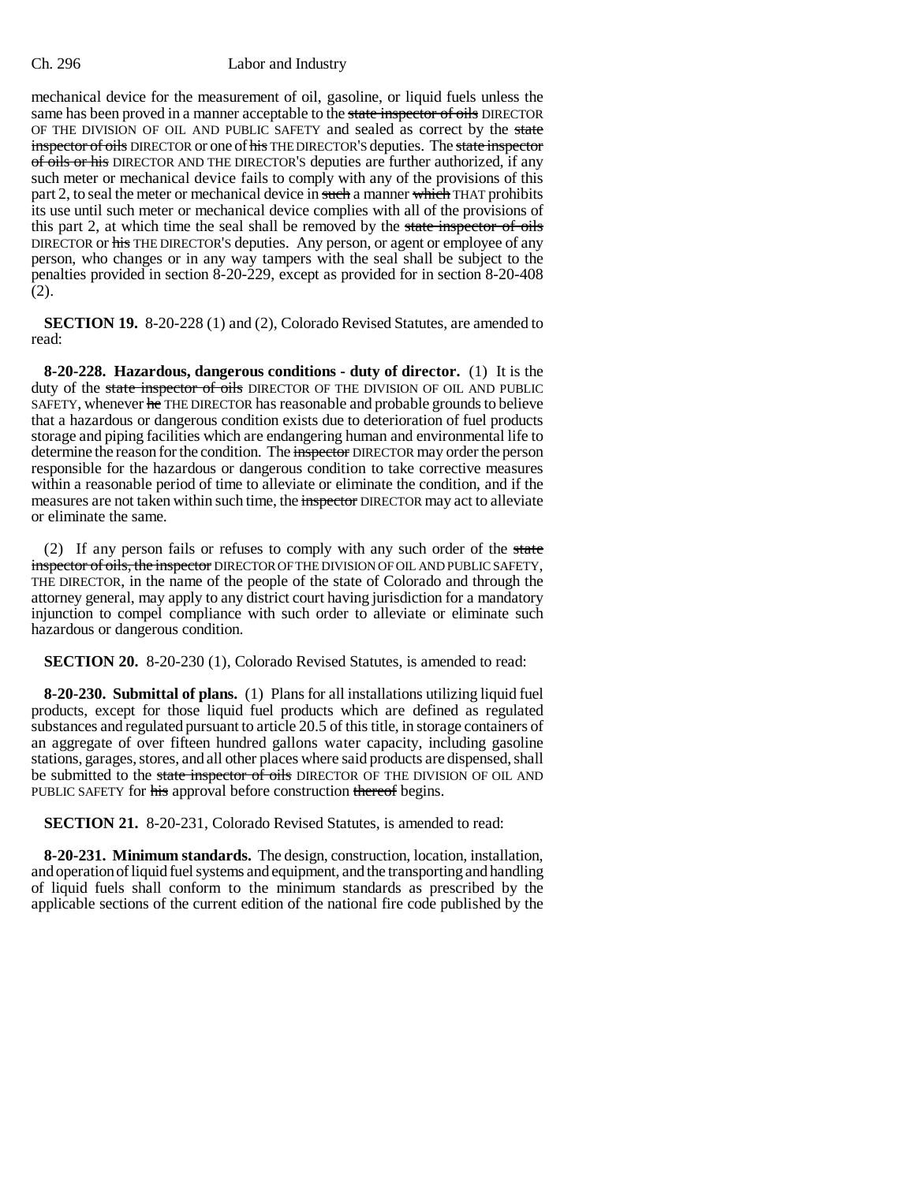mechanical device for the measurement of oil, gasoline, or liquid fuels unless the same has been proved in a manner acceptable to the ~~state inspector of oils~~ DIRECTOR OF THE DIVISION OF OIL AND PUBLIC SAFETY and sealed as correct by the ~~state inspector of oils~~ DIRECTOR or one of ~~his~~ THE DIRECTOR'S deputies. The ~~state inspector of oils or his~~ DIRECTOR AND THE DIRECTOR'S deputies are further authorized, if any such meter or mechanical device fails to comply with any of the provisions of this part 2, to seal the meter or mechanical device in ~~such~~ a manner ~~which~~ THAT prohibits its use until such meter or mechanical device complies with all of the provisions of this part 2, at which time the seal shall be removed by the ~~state inspector of oils~~ DIRECTOR or ~~his~~ THE DIRECTOR'S deputies. Any person, or agent or employee of any person, who changes or in any way tampers with the seal shall be subject to the penalties provided in section 8-20-229, except as provided for in section 8-20-408 (2).

**SECTION 19.** 8-20-228 (1) and (2), Colorado Revised Statutes, are amended to read:

**8-20-228. Hazardous, dangerous conditions - duty of director.** (1) It is the duty of the ~~state inspector of oils~~ DIRECTOR OF THE DIVISION OF OIL AND PUBLIC SAFETY, whenever ~~he~~ THE DIRECTOR has reasonable and probable grounds to believe that a hazardous or dangerous condition exists due to deterioration of fuel products storage and piping facilities which are endangering human and environmental life to determine the reason for the condition. The ~~inspector~~ DIRECTOR may order the person responsible for the hazardous or dangerous condition to take corrective measures within a reasonable period of time to alleviate or eliminate the condition, and if the measures are not taken within such time, the ~~inspector~~ DIRECTOR may act to alleviate or eliminate the same.

(2) If any person fails or refuses to comply with any such order of the ~~state inspector of oils, the inspector~~ DIRECTOR OF THE DIVISION OF OIL AND PUBLIC SAFETY, THE DIRECTOR, in the name of the people of the state of Colorado and through the attorney general, may apply to any district court having jurisdiction for a mandatory injunction to compel compliance with such order to alleviate or eliminate such hazardous or dangerous condition.

**SECTION 20.** 8-20-230 (1), Colorado Revised Statutes, is amended to read:

**8-20-230. Submittal of plans.** (1) Plans for all installations utilizing liquid fuel products, except for those liquid fuel products which are defined as regulated substances and regulated pursuant to article 20.5 of this title, in storage containers of an aggregate of over fifteen hundred gallons water capacity, including gasoline stations, garages, stores, and all other places where said products are dispensed, shall be submitted to the ~~state inspector of oils~~ DIRECTOR OF THE DIVISION OF OIL AND PUBLIC SAFETY for ~~his~~ approval before construction ~~thereof~~ begins.

**SECTION 21.** 8-20-231, Colorado Revised Statutes, is amended to read:

**8-20-231. Minimum standards.** The design, construction, location, installation, and operation of liquid fuel systems and equipment, and the transporting and handling of liquid fuels shall conform to the minimum standards as prescribed by the applicable sections of the current edition of the national fire code published by the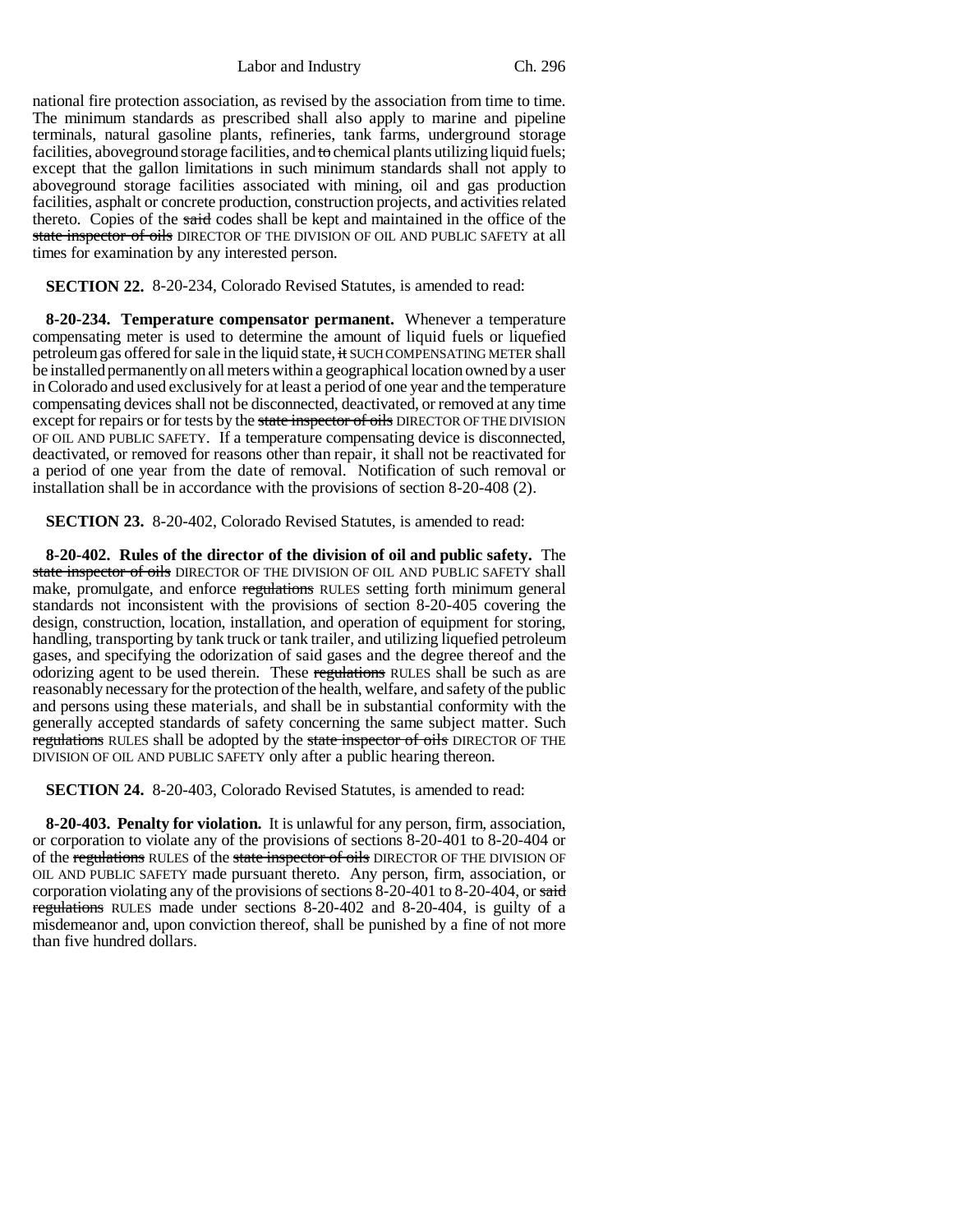national fire protection association, as revised by the association from time to time. The minimum standards as prescribed shall also apply to marine and pipeline terminals, natural gasoline plants, refineries, tank farms, underground storage facilities, aboveground storage facilities, and ~~to~~ chemical plants utilizing liquid fuels; except that the gallon limitations in such minimum standards shall not apply to aboveground storage facilities associated with mining, oil and gas production facilities, asphalt or concrete production, construction projects, and activities related thereto. Copies of the ~~said~~ codes shall be kept and maintained in the office of the ~~state inspector of oils~~ DIRECTOR OF THE DIVISION OF OIL AND PUBLIC SAFETY at all times for examination by any interested person.

**SECTION 22.** 8-20-234, Colorado Revised Statutes, is amended to read:

**8-20-234. Temperature compensator permanent.** Whenever a temperature compensating meter is used to determine the amount of liquid fuels or liquefied petroleum gas offered for sale in the liquid state, ~~it~~ SUCH COMPENSATING METER shall be installed permanently on all meters within a geographical location owned by a user in Colorado and used exclusively for at least a period of one year and the temperature compensating devices shall not be disconnected, deactivated, or removed at any time except for repairs or for tests by the ~~state inspector of oils~~ DIRECTOR OF THE DIVISION OF OIL AND PUBLIC SAFETY. If a temperature compensating device is disconnected, deactivated, or removed for reasons other than repair, it shall not be reactivated for a period of one year from the date of removal. Notification of such removal or installation shall be in accordance with the provisions of section 8-20-408 (2).

**SECTION 23.** 8-20-402, Colorado Revised Statutes, is amended to read:

**8-20-402. Rules of the director of the division of oil and public safety.** The ~~state inspector of oils~~ DIRECTOR OF THE DIVISION OF OIL AND PUBLIC SAFETY shall make, promulgate, and enforce ~~regulations~~ RULES setting forth minimum general standards not inconsistent with the provisions of section 8-20-405 covering the design, construction, location, installation, and operation of equipment for storing, handling, transporting by tank truck or tank trailer, and utilizing liquefied petroleum gases, and specifying the odorization of said gases and the degree thereof and the odorizing agent to be used therein. These ~~regulations~~ RULES shall be such as are reasonably necessary for the protection of the health, welfare, and safety of the public and persons using these materials, and shall be in substantial conformity with the generally accepted standards of safety concerning the same subject matter. Such ~~regulations~~ RULES shall be adopted by the ~~state inspector of oils~~ DIRECTOR OF THE DIVISION OF OIL AND PUBLIC SAFETY only after a public hearing thereon.

**SECTION 24.** 8-20-403, Colorado Revised Statutes, is amended to read:

**8-20-403. Penalty for violation.** It is unlawful for any person, firm, association, or corporation to violate any of the provisions of sections 8-20-401 to 8-20-404 or of the ~~regulations~~ RULES of the ~~state inspector of oils~~ DIRECTOR OF THE DIVISION OF OIL AND PUBLIC SAFETY made pursuant thereto. Any person, firm, association, or corporation violating any of the provisions of sections 8-20-401 to 8-20-404, or ~~said regulations~~ RULES made under sections 8-20-402 and 8-20-404, is guilty of a misdemeanor and, upon conviction thereof, shall be punished by a fine of not more than five hundred dollars.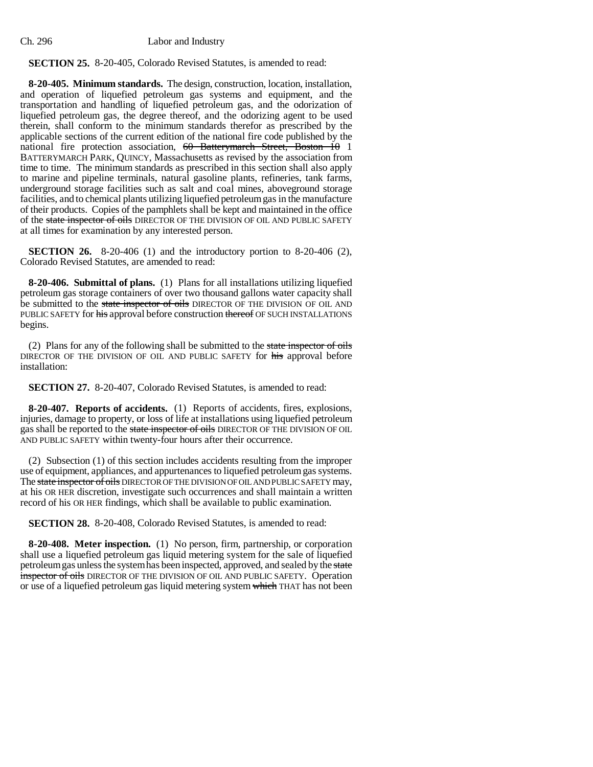**SECTION 25.** 8-20-405, Colorado Revised Statutes, is amended to read:

**8-20-405. Minimum standards.** The design, construction, location, installation, and operation of liquefied petroleum gas systems and equipment, and the transportation and handling of liquefied petroleum gas, and the odorization of liquefied petroleum gas, the degree thereof, and the odorizing agent to be used therein, shall conform to the minimum standards therefor as prescribed by the applicable sections of the current edition of the national fire code published by the national fire protection association, ~~60 Batterymarch Street, Boston 10~~ 1 BATTERYMARCH PARK, QUINCY, Massachusetts as revised by the association from time to time. The minimum standards as prescribed in this section shall also apply to marine and pipeline terminals, natural gasoline plants, refineries, tank farms, underground storage facilities such as salt and coal mines, aboveground storage facilities, and to chemical plants utilizing liquefied petroleum gas in the manufacture of their products. Copies of the pamphlets shall be kept and maintained in the office of the ~~state inspector of oils~~ DIRECTOR OF THE DIVISION OF OIL AND PUBLIC SAFETY at all times for examination by any interested person.

**SECTION 26.** 8-20-406 (1) and the introductory portion to 8-20-406 (2), Colorado Revised Statutes, are amended to read:

**8-20-406. Submittal of plans.** (1) Plans for all installations utilizing liquefied petroleum gas storage containers of over two thousand gallons water capacity shall be submitted to the ~~state inspector of oils~~ DIRECTOR OF THE DIVISION OF OIL AND PUBLIC SAFETY for ~~his~~ approval before construction ~~thereof~~ OF SUCH INSTALLATIONS begins.

(2) Plans for any of the following shall be submitted to the ~~state inspector of oils~~ DIRECTOR OF THE DIVISION OF OIL AND PUBLIC SAFETY for ~~his~~ approval before installation:

**SECTION 27.** 8-20-407, Colorado Revised Statutes, is amended to read:

**8-20-407. Reports of accidents.** (1) Reports of accidents, fires, explosions, injuries, damage to property, or loss of life at installations using liquefied petroleum gas shall be reported to the ~~state inspector of oils~~ DIRECTOR OF THE DIVISION OF OIL AND PUBLIC SAFETY within twenty-four hours after their occurrence.

(2) Subsection (1) of this section includes accidents resulting from the improper use of equipment, appliances, and appurtenances to liquefied petroleum gas systems. The ~~state inspector of oils~~ DIRECTOR OF THE DIVISION OF OIL AND PUBLIC SAFETY may, at his OR HER discretion, investigate such occurrences and shall maintain a written record of his OR HER findings, which shall be available to public examination.

**SECTION 28.** 8-20-408, Colorado Revised Statutes, is amended to read:

**8-20-408. Meter inspection.** (1) No person, firm, partnership, or corporation shall use a liquefied petroleum gas liquid metering system for the sale of liquefied petroleum gas unless the system has been inspected, approved, and sealed by the ~~state inspector of oils~~ DIRECTOR OF THE DIVISION OF OIL AND PUBLIC SAFETY. Operation or use of a liquefied petroleum gas liquid metering system ~~which~~ THAT has not been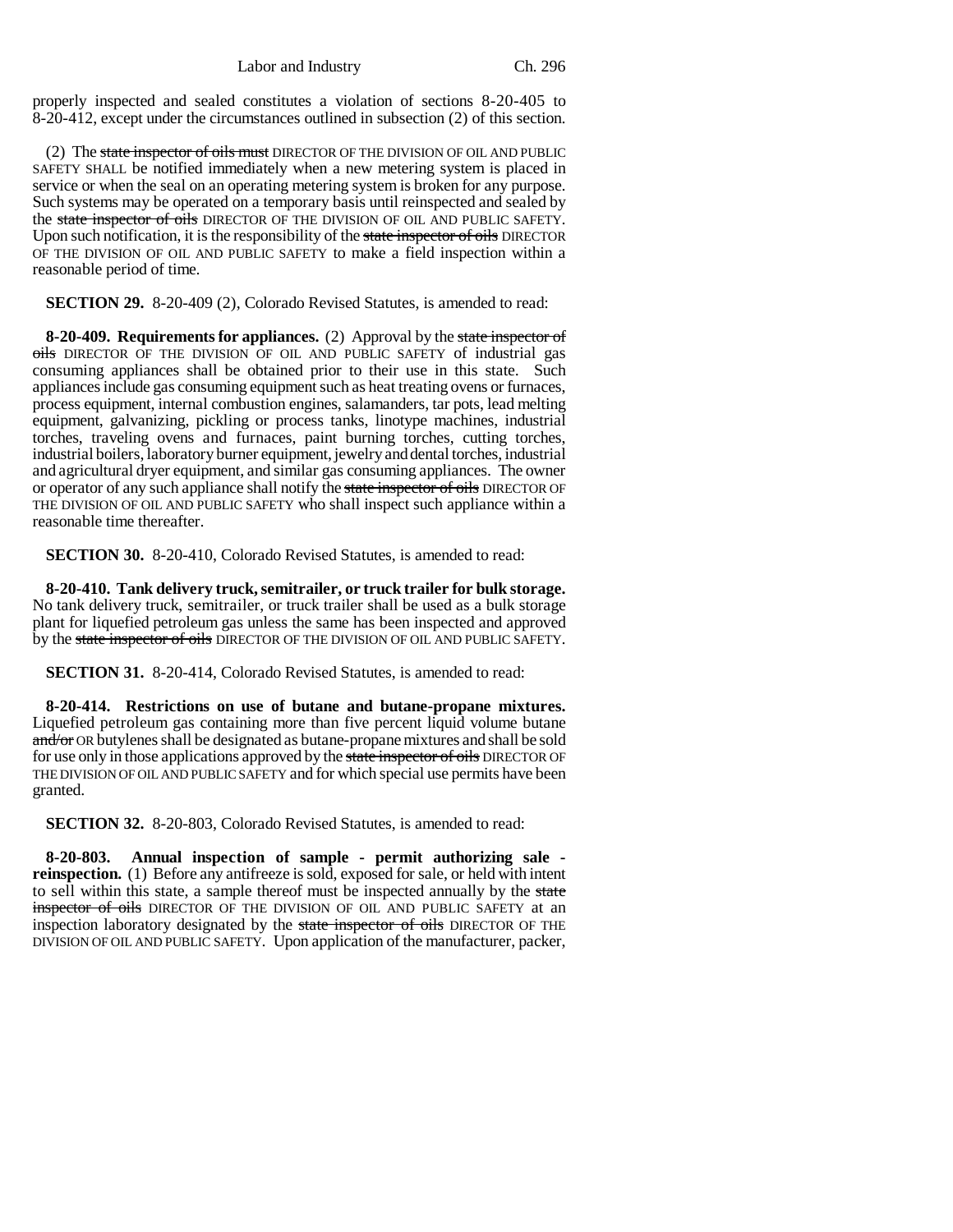properly inspected and sealed constitutes a violation of sections 8-20-405 to 8-20-412, except under the circumstances outlined in subsection (2) of this section.

(2) The ~~state inspector of oils must~~ DIRECTOR OF THE DIVISION OF OIL AND PUBLIC SAFETY SHALL be notified immediately when a new metering system is placed in service or when the seal on an operating metering system is broken for any purpose. Such systems may be operated on a temporary basis until reinspected and sealed by the ~~state inspector of oils~~ DIRECTOR OF THE DIVISION OF OIL AND PUBLIC SAFETY. Upon such notification, it is the responsibility of the ~~state inspector of oils~~ DIRECTOR OF THE DIVISION OF OIL AND PUBLIC SAFETY to make a field inspection within a reasonable period of time.

**SECTION 29.** 8-20-409 (2), Colorado Revised Statutes, is amended to read:

**8-20-409. Requirements for appliances.** (2) Approval by the ~~state inspector of oils~~ DIRECTOR OF THE DIVISION OF OIL AND PUBLIC SAFETY of industrial gas consuming appliances shall be obtained prior to their use in this state. Such appliances include gas consuming equipment such as heat treating ovens or furnaces, process equipment, internal combustion engines, salamanders, tar pots, lead melting equipment, galvanizing, pickling or process tanks, linotype machines, industrial torches, traveling ovens and furnaces, paint burning torches, cutting torches, industrial boilers, laboratory burner equipment, jewelry and dental torches, industrial and agricultural dryer equipment, and similar gas consuming appliances. The owner or operator of any such appliance shall notify the ~~state inspector of oils~~ DIRECTOR OF THE DIVISION OF OIL AND PUBLIC SAFETY who shall inspect such appliance within a reasonable time thereafter.

**SECTION 30.** 8-20-410, Colorado Revised Statutes, is amended to read:

**8-20-410. Tank delivery truck, semitrailer, or truck trailer for bulk storage.** No tank delivery truck, semitrailer, or truck trailer shall be used as a bulk storage plant for liquefied petroleum gas unless the same has been inspected and approved by the ~~state inspector of oils~~ DIRECTOR OF THE DIVISION OF OIL AND PUBLIC SAFETY.

**SECTION 31.** 8-20-414, Colorado Revised Statutes, is amended to read:

**8-20-414. Restrictions on use of butane and butane-propane mixtures.** Liquefied petroleum gas containing more than five percent liquid volume butane ~~and/or~~ OR butylenes shall be designated as butane-propane mixtures and shall be sold for use only in those applications approved by the ~~state inspector of oils~~ DIRECTOR OF THE DIVISION OF OIL AND PUBLIC SAFETY and for which special use permits have been granted.

**SECTION 32.** 8-20-803, Colorado Revised Statutes, is amended to read:

**8-20-803. Annual inspection of sample - permit authorizing sale - reinspection.** (1) Before any antifreeze is sold, exposed for sale, or held with intent to sell within this state, a sample thereof must be inspected annually by the ~~state inspector of oils~~ DIRECTOR OF THE DIVISION OF OIL AND PUBLIC SAFETY at an inspection laboratory designated by the ~~state inspector of oils~~ DIRECTOR OF THE DIVISION OF OIL AND PUBLIC SAFETY. Upon application of the manufacturer, packer,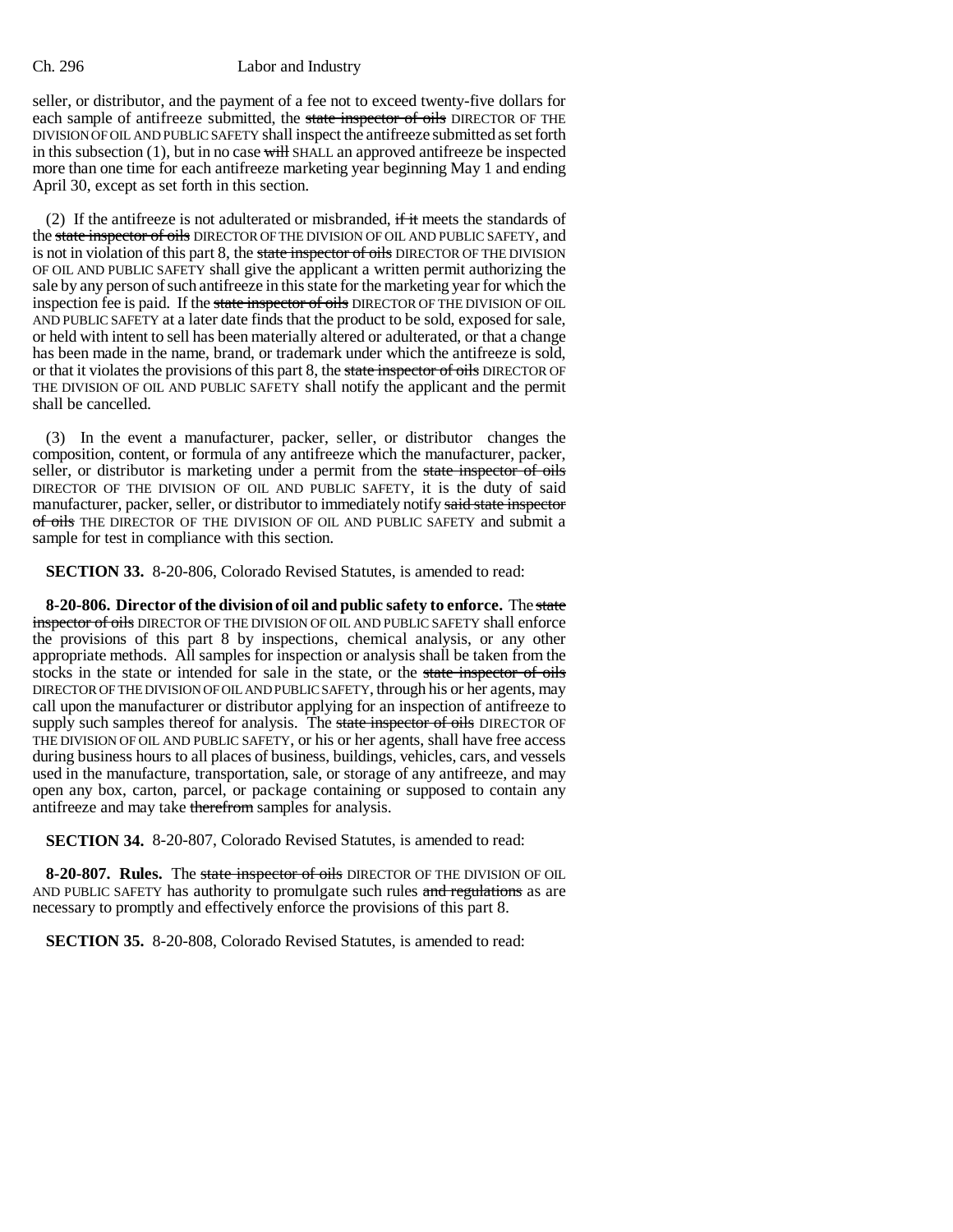seller, or distributor, and the payment of a fee not to exceed twenty-five dollars for each sample of antifreeze submitted, the ~~state inspector of oils~~ DIRECTOR OF THE DIVISION OF OIL AND PUBLIC SAFETY shall inspect the antifreeze submitted as set forth in this subsection (1), but in no case ~~will~~ SHALL an approved antifreeze be inspected more than one time for each antifreeze marketing year beginning May 1 and ending April 30, except as set forth in this section.

(2) If the antifreeze is not adulterated or misbranded, ~~if it~~ meets the standards of the ~~state inspector of oils~~ DIRECTOR OF THE DIVISION OF OIL AND PUBLIC SAFETY, and is not in violation of this part 8, the ~~state inspector of oils~~ DIRECTOR OF THE DIVISION OF OIL AND PUBLIC SAFETY shall give the applicant a written permit authorizing the sale by any person of such antifreeze in this state for the marketing year for which the inspection fee is paid. If the ~~state inspector of oils~~ DIRECTOR OF THE DIVISION OF OIL AND PUBLIC SAFETY at a later date finds that the product to be sold, exposed for sale, or held with intent to sell has been materially altered or adulterated, or that a change has been made in the name, brand, or trademark under which the antifreeze is sold, or that it violates the provisions of this part 8, the ~~state inspector of oils~~ DIRECTOR OF THE DIVISION OF OIL AND PUBLIC SAFETY shall notify the applicant and the permit shall be cancelled.

(3) In the event a manufacturer, packer, seller, or distributor changes the composition, content, or formula of any antifreeze which the manufacturer, packer, seller, or distributor is marketing under a permit from the ~~state inspector of oils~~ DIRECTOR OF THE DIVISION OF OIL AND PUBLIC SAFETY, it is the duty of said manufacturer, packer, seller, or distributor to immediately notify ~~said state inspector of oils~~ THE DIRECTOR OF THE DIVISION OF OIL AND PUBLIC SAFETY and submit a sample for test in compliance with this section.

**SECTION 33.** 8-20-806, Colorado Revised Statutes, is amended to read:

**8-20-806. Director of the division of oil and public safety to enforce.** The ~~state inspector of oils~~ DIRECTOR OF THE DIVISION OF OIL AND PUBLIC SAFETY shall enforce the provisions of this part 8 by inspections, chemical analysis, or any other appropriate methods. All samples for inspection or analysis shall be taken from the stocks in the state or intended for sale in the state, or the ~~state inspector of oils~~ DIRECTOR OF THE DIVISION OF OIL AND PUBLIC SAFETY, through his or her agents, may call upon the manufacturer or distributor applying for an inspection of antifreeze to supply such samples thereof for analysis. The ~~state inspector of oils~~ DIRECTOR OF THE DIVISION OF OIL AND PUBLIC SAFETY, or his or her agents, shall have free access during business hours to all places of business, buildings, vehicles, cars, and vessels used in the manufacture, transportation, sale, or storage of any antifreeze, and may open any box, carton, parcel, or package containing or supposed to contain any antifreeze and may take ~~therefrom~~ samples for analysis.

**SECTION 34.** 8-20-807, Colorado Revised Statutes, is amended to read:

**8-20-807. Rules.** The ~~state inspector of oils~~ DIRECTOR OF THE DIVISION OF OIL AND PUBLIC SAFETY has authority to promulgate such rules ~~and regulations~~ as are necessary to promptly and effectively enforce the provisions of this part 8.

**SECTION 35.** 8-20-808, Colorado Revised Statutes, is amended to read: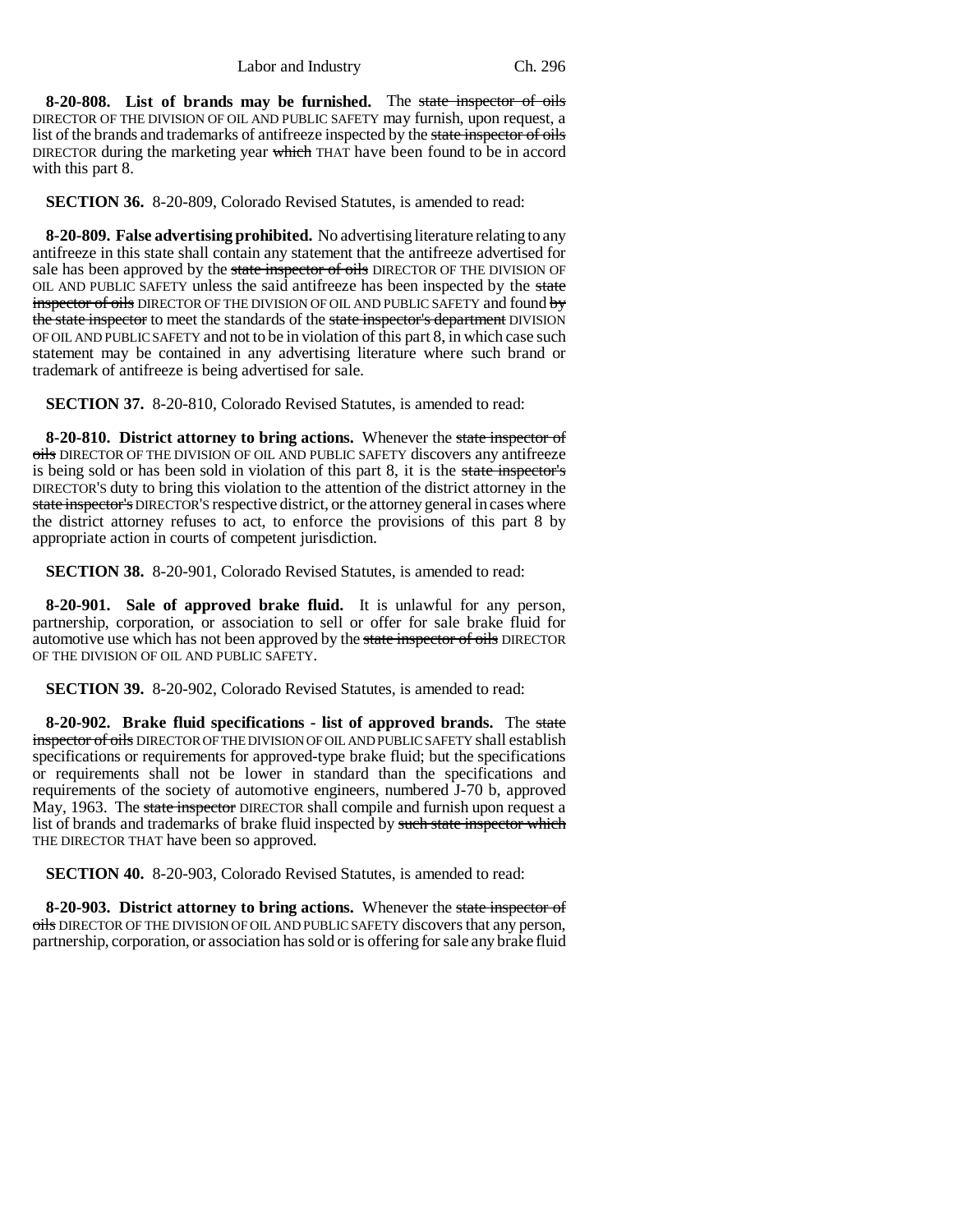**8-20-808. List of brands may be furnished.** The ~~state inspector of oils~~ DIRECTOR OF THE DIVISION OF OIL AND PUBLIC SAFETY may furnish, upon request, a list of the brands and trademarks of antifreeze inspected by the ~~state inspector of oils~~ DIRECTOR during the marketing year ~~which~~ THAT have been found to be in accord with this part 8.

**SECTION 36.** 8-20-809, Colorado Revised Statutes, is amended to read:

**8-20-809. False advertising prohibited.** No advertising literature relating to any antifreeze in this state shall contain any statement that the antifreeze advertised for sale has been approved by the ~~state inspector of oils~~ DIRECTOR OF THE DIVISION OF OIL AND PUBLIC SAFETY unless the said antifreeze has been inspected by the ~~state inspector of oils~~ DIRECTOR OF THE DIVISION OF OIL AND PUBLIC SAFETY and found ~~by the state inspector~~ to meet the standards of the ~~state inspector's department~~ DIVISION OF OIL AND PUBLIC SAFETY and not to be in violation of this part 8, in which case such statement may be contained in any advertising literature where such brand or trademark of antifreeze is being advertised for sale.

**SECTION 37.** 8-20-810, Colorado Revised Statutes, is amended to read:

**8-20-810. District attorney to bring actions.** Whenever the ~~state inspector of oils~~ DIRECTOR OF THE DIVISION OF OIL AND PUBLIC SAFETY discovers any antifreeze is being sold or has been sold in violation of this part 8, it is the ~~state inspector's~~ DIRECTOR'S duty to bring this violation to the attention of the district attorney in the ~~state inspector's~~ DIRECTOR'S respective district, or the attorney general in cases where the district attorney refuses to act, to enforce the provisions of this part 8 by appropriate action in courts of competent jurisdiction.

**SECTION 38.** 8-20-901, Colorado Revised Statutes, is amended to read:

**8-20-901. Sale of approved brake fluid.** It is unlawful for any person, partnership, corporation, or association to sell or offer for sale brake fluid for automotive use which has not been approved by the ~~state inspector of oils~~ DIRECTOR OF THE DIVISION OF OIL AND PUBLIC SAFETY.

**SECTION 39.** 8-20-902, Colorado Revised Statutes, is amended to read:

**8-20-902. Brake fluid specifications - list of approved brands.** The ~~state inspector of oils~~ DIRECTOR OF THE DIVISION OF OIL AND PUBLIC SAFETY shall establish specifications or requirements for approved-type brake fluid; but the specifications or requirements shall not be lower in standard than the specifications and requirements of the society of automotive engineers, numbered J-70 b, approved May, 1963. The ~~state inspector~~ DIRECTOR shall compile and furnish upon request a list of brands and trademarks of brake fluid inspected by ~~such state inspector which~~ THE DIRECTOR THAT have been so approved.

**SECTION 40.** 8-20-903, Colorado Revised Statutes, is amended to read:

**8-20-903. District attorney to bring actions.** Whenever the ~~state inspector of oils~~ DIRECTOR OF THE DIVISION OF OIL AND PUBLIC SAFETY discovers that any person, partnership, corporation, or association has sold or is offering for sale any brake fluid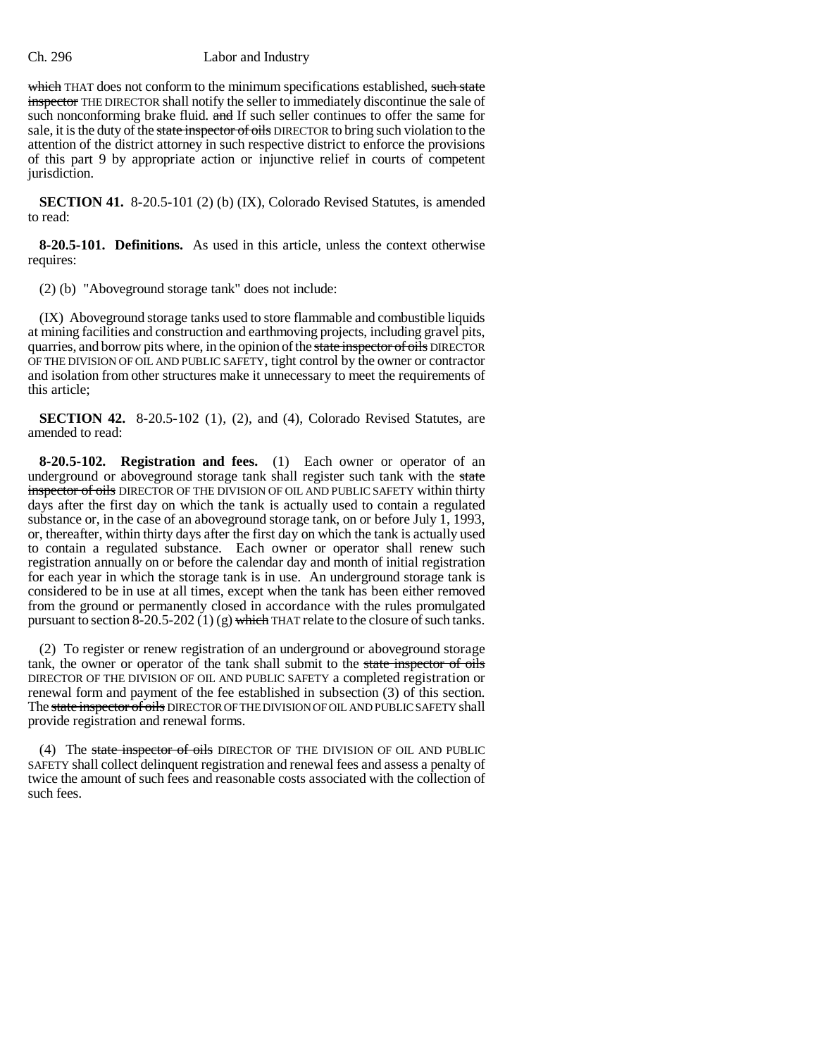which THAT does not conform to the minimum specifications established, such state inspector THE DIRECTOR shall notify the seller to immediately discontinue the sale of such nonconforming brake fluid. and If such seller continues to offer the same for sale, it is the duty of the state inspector of oils DIRECTOR to bring such violation to the attention of the district attorney in such respective district to enforce the provisions of this part 9 by appropriate action or injunctive relief in courts of competent jurisdiction.

**SECTION 41.** 8-20.5-101 (2) (b) (IX), Colorado Revised Statutes, is amended to read:

**8-20.5-101. Definitions.** As used in this article, unless the context otherwise requires:

(2) (b) "Aboveground storage tank" does not include:

(IX) Aboveground storage tanks used to store flammable and combustible liquids at mining facilities and construction and earthmoving projects, including gravel pits, quarries, and borrow pits where, in the opinion of the state inspector of oils DIRECTOR OF THE DIVISION OF OIL AND PUBLIC SAFETY, tight control by the owner or contractor and isolation from other structures make it unnecessary to meet the requirements of this article;

**SECTION 42.** 8-20.5-102 (1), (2), and (4), Colorado Revised Statutes, are amended to read:

**8-20.5-102. Registration and fees.** (1) Each owner or operator of an underground or aboveground storage tank shall register such tank with the state inspector of oils DIRECTOR OF THE DIVISION OF OIL AND PUBLIC SAFETY within thirty days after the first day on which the tank is actually used to contain a regulated substance or, in the case of an aboveground storage tank, on or before July 1, 1993, or, thereafter, within thirty days after the first day on which the tank is actually used to contain a regulated substance. Each owner or operator shall renew such registration annually on or before the calendar day and month of initial registration for each year in which the storage tank is in use. An underground storage tank is considered to be in use at all times, except when the tank has been either removed from the ground or permanently closed in accordance with the rules promulgated pursuant to section 8-20.5-202 (1) (g) which THAT relate to the closure of such tanks.

(2) To register or renew registration of an underground or aboveground storage tank, the owner or operator of the tank shall submit to the state inspector of oils DIRECTOR OF THE DIVISION OF OIL AND PUBLIC SAFETY a completed registration or renewal form and payment of the fee established in subsection (3) of this section. The state inspector of oils DIRECTOR OF THE DIVISION OF OIL AND PUBLIC SAFETY shall provide registration and renewal forms.

(4) The state inspector of oils DIRECTOR OF THE DIVISION OF OIL AND PUBLIC SAFETY shall collect delinquent registration and renewal fees and assess a penalty of twice the amount of such fees and reasonable costs associated with the collection of such fees.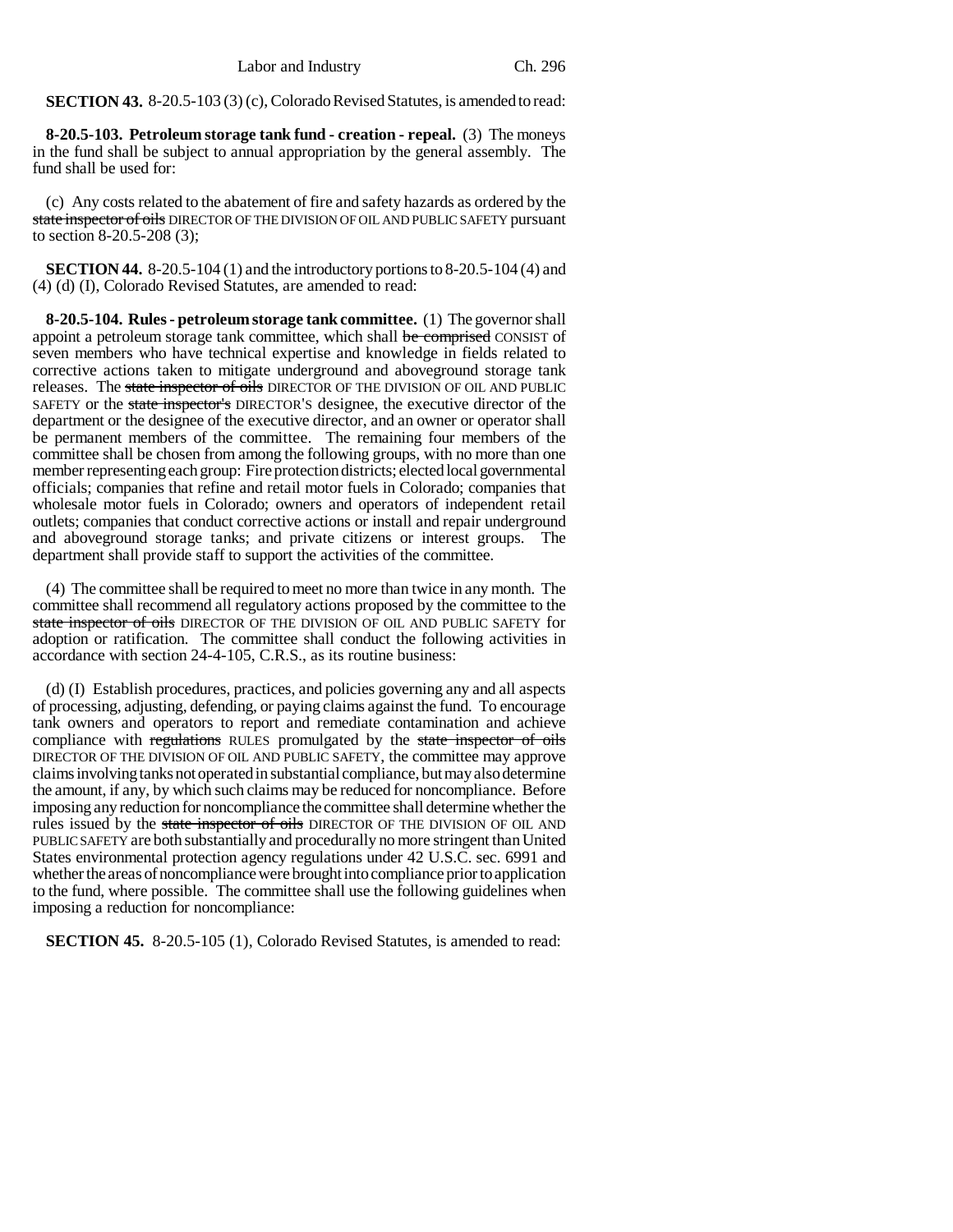**SECTION 43.** 8-20.5-103 (3) (c), Colorado Revised Statutes, is amended to read:

**8-20.5-103. Petroleum storage tank fund - creation - repeal.** (3) The moneys in the fund shall be subject to annual appropriation by the general assembly. The fund shall be used for:

(c) Any costs related to the abatement of fire and safety hazards as ordered by the ~~state inspector of oils~~ DIRECTOR OF THE DIVISION OF OIL AND PUBLIC SAFETY pursuant to section 8-20.5-208 (3);

**SECTION 44.** 8-20.5-104 (1) and the introductory portions to 8-20.5-104 (4) and (4) (d) (I), Colorado Revised Statutes, are amended to read:

**8-20.5-104. Rules - petroleum storage tank committee.** (1) The governor shall appoint a petroleum storage tank committee, which shall ~~be comprised~~ CONSIST of seven members who have technical expertise and knowledge in fields related to corrective actions taken to mitigate underground and aboveground storage tank releases. The ~~state inspector of oils~~ DIRECTOR OF THE DIVISION OF OIL AND PUBLIC SAFETY or the ~~state inspector's~~ DIRECTOR'S designee, the executive director of the department or the designee of the executive director, and an owner or operator shall be permanent members of the committee. The remaining four members of the committee shall be chosen from among the following groups, with no more than one member representing each group: Fire protection districts; elected local governmental officials; companies that refine and retail motor fuels in Colorado; companies that wholesale motor fuels in Colorado; owners and operators of independent retail outlets; companies that conduct corrective actions or install and repair underground and aboveground storage tanks; and private citizens or interest groups. The department shall provide staff to support the activities of the committee.

(4) The committee shall be required to meet no more than twice in any month. The committee shall recommend all regulatory actions proposed by the committee to the ~~state inspector of oils~~ DIRECTOR OF THE DIVISION OF OIL AND PUBLIC SAFETY for adoption or ratification. The committee shall conduct the following activities in accordance with section 24-4-105, C.R.S., as its routine business:

(d) (I) Establish procedures, practices, and policies governing any and all aspects of processing, adjusting, defending, or paying claims against the fund. To encourage tank owners and operators to report and remediate contamination and achieve compliance with ~~regulations~~ RULES promulgated by the ~~state inspector of oils~~ DIRECTOR OF THE DIVISION OF OIL AND PUBLIC SAFETY, the committee may approve claims involving tanks not operated in substantial compliance, but may also determine the amount, if any, by which such claims may be reduced for noncompliance. Before imposing any reduction for noncompliance the committee shall determine whether the rules issued by the ~~state inspector of oils~~ DIRECTOR OF THE DIVISION OF OIL AND PUBLIC SAFETY are both substantially and procedurally no more stringent than United States environmental protection agency regulations under 42 U.S.C. sec. 6991 and whether the areas of noncompliance were brought into compliance prior to application to the fund, where possible. The committee shall use the following guidelines when imposing a reduction for noncompliance:

**SECTION 45.** 8-20.5-105 (1), Colorado Revised Statutes, is amended to read: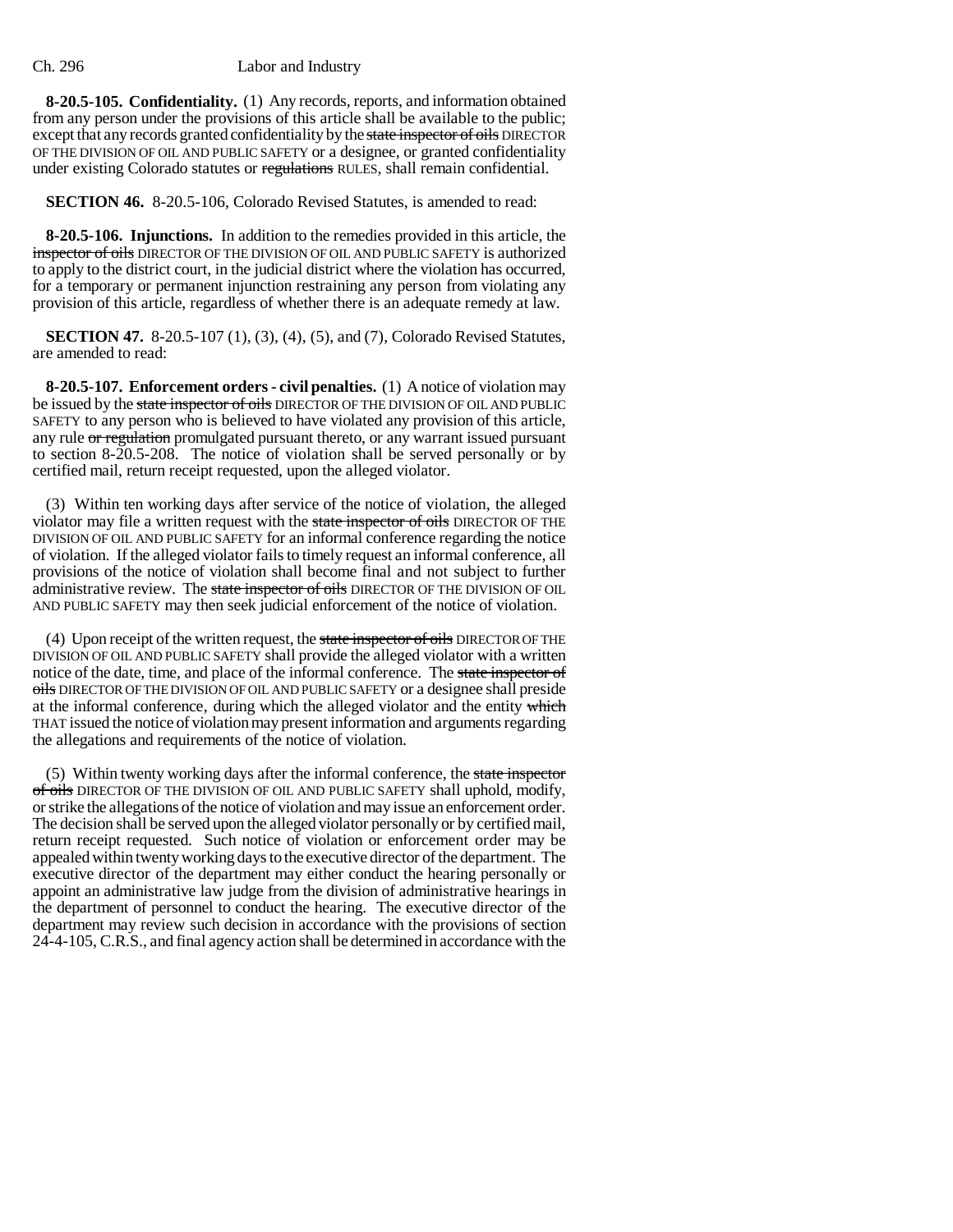**8-20.5-105. Confidentiality.** (1) Any records, reports, and information obtained from any person under the provisions of this article shall be available to the public; except that any records granted confidentiality by the ~~state inspector of oils~~ DIRECTOR OF THE DIVISION OF OIL AND PUBLIC SAFETY or a designee, or granted confidentiality under existing Colorado statutes or ~~regulations~~ RULES, shall remain confidential.

**SECTION 46.** 8-20.5-106, Colorado Revised Statutes, is amended to read:

**8-20.5-106. Injunctions.** In addition to the remedies provided in this article, the ~~inspector of oils~~ DIRECTOR OF THE DIVISION OF OIL AND PUBLIC SAFETY is authorized to apply to the district court, in the judicial district where the violation has occurred, for a temporary or permanent injunction restraining any person from violating any provision of this article, regardless of whether there is an adequate remedy at law.

**SECTION 47.** 8-20.5-107 (1), (3), (4), (5), and (7), Colorado Revised Statutes, are amended to read:

**8-20.5-107. Enforcement orders - civil penalties.** (1) A notice of violation may be issued by the ~~state inspector of oils~~ DIRECTOR OF THE DIVISION OF OIL AND PUBLIC SAFETY to any person who is believed to have violated any provision of this article, any rule ~~or regulation~~ promulgated pursuant thereto, or any warrant issued pursuant to section 8-20.5-208. The notice of violation shall be served personally or by certified mail, return receipt requested, upon the alleged violator.

(3) Within ten working days after service of the notice of violation, the alleged violator may file a written request with the ~~state inspector of oils~~ DIRECTOR OF THE DIVISION OF OIL AND PUBLIC SAFETY for an informal conference regarding the notice of violation. If the alleged violator fails to timely request an informal conference, all provisions of the notice of violation shall become final and not subject to further administrative review. The ~~state inspector of oils~~ DIRECTOR OF THE DIVISION OF OIL AND PUBLIC SAFETY may then seek judicial enforcement of the notice of violation.

(4) Upon receipt of the written request, the ~~state inspector of oils~~ DIRECTOR OF THE DIVISION OF OIL AND PUBLIC SAFETY shall provide the alleged violator with a written notice of the date, time, and place of the informal conference. The ~~state inspector of oils~~ DIRECTOR OF THE DIVISION OF OIL AND PUBLIC SAFETY or a designee shall preside at the informal conference, during which the alleged violator and the entity ~~which~~ THAT issued the notice of violation may present information and arguments regarding the allegations and requirements of the notice of violation.

(5) Within twenty working days after the informal conference, the ~~state inspector of oils~~ DIRECTOR OF THE DIVISION OF OIL AND PUBLIC SAFETY shall uphold, modify, or strike the allegations of the notice of violation and may issue an enforcement order. The decision shall be served upon the alleged violator personally or by certified mail, return receipt requested. Such notice of violation or enforcement order may be appealed within twenty working days to the executive director of the department. The executive director of the department may either conduct the hearing personally or appoint an administrative law judge from the division of administrative hearings in the department of personnel to conduct the hearing. The executive director of the department may review such decision in accordance with the provisions of section 24-4-105, C.R.S., and final agency action shall be determined in accordance with the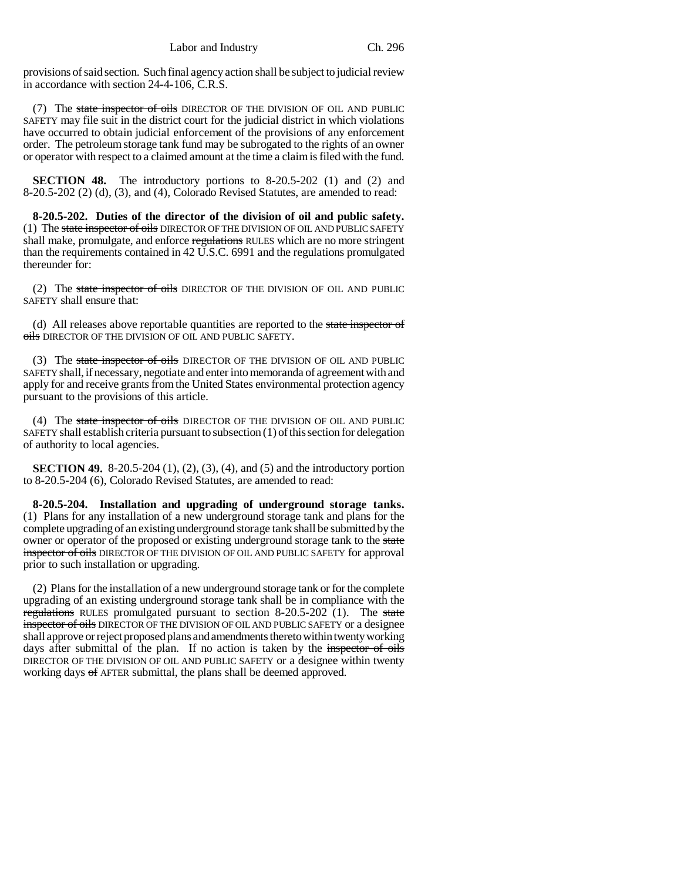provisions of said section. Such final agency action shall be subject to judicial review in accordance with section 24-4-106, C.R.S.

(7) The ~~state inspector of oils~~ DIRECTOR OF THE DIVISION OF OIL AND PUBLIC SAFETY may file suit in the district court for the judicial district in which violations have occurred to obtain judicial enforcement of the provisions of any enforcement order. The petroleum storage tank fund may be subrogated to the rights of an owner or operator with respect to a claimed amount at the time a claim is filed with the fund.

**SECTION 48.** The introductory portions to 8-20.5-202 (1) and (2) and 8-20.5-202 (2) (d), (3), and (4), Colorado Revised Statutes, are amended to read:

**8-20.5-202. Duties of the director of the division of oil and public safety.** (1) The ~~state inspector of oils~~ DIRECTOR OF THE DIVISION OF OIL AND PUBLIC SAFETY shall make, promulgate, and enforce ~~regulations~~ RULES which are no more stringent than the requirements contained in 42 U.S.C. 6991 and the regulations promulgated thereunder for:

(2) The ~~state inspector of oils~~ DIRECTOR OF THE DIVISION OF OIL AND PUBLIC SAFETY shall ensure that:

(d) All releases above reportable quantities are reported to the ~~state inspector of oils~~ DIRECTOR OF THE DIVISION OF OIL AND PUBLIC SAFETY.

(3) The ~~state inspector of oils~~ DIRECTOR OF THE DIVISION OF OIL AND PUBLIC SAFETY shall, if necessary, negotiate and enter into memoranda of agreement with and apply for and receive grants from the United States environmental protection agency pursuant to the provisions of this article.

(4) The ~~state inspector of oils~~ DIRECTOR OF THE DIVISION OF OIL AND PUBLIC SAFETY shall establish criteria pursuant to subsection (1) of this section for delegation of authority to local agencies.

**SECTION 49.** 8-20.5-204 (1), (2), (3), (4), and (5) and the introductory portion to 8-20.5-204 (6), Colorado Revised Statutes, are amended to read:

**8-20.5-204. Installation and upgrading of underground storage tanks.** (1) Plans for any installation of a new underground storage tank and plans for the complete upgrading of an existing underground storage tank shall be submitted by the owner or operator of the proposed or existing underground storage tank to the ~~state inspector of oils~~ DIRECTOR OF THE DIVISION OF OIL AND PUBLIC SAFETY for approval prior to such installation or upgrading.

(2) Plans for the installation of a new underground storage tank or for the complete upgrading of an existing underground storage tank shall be in compliance with the ~~regulations~~ RULES promulgated pursuant to section 8-20.5-202 (1). The ~~state inspector of oils~~ DIRECTOR OF THE DIVISION OF OIL AND PUBLIC SAFETY or a designee shall approve or reject proposed plans and amendments thereto within twenty working days after submittal of the plan. If no action is taken by the ~~inspector of oils~~ DIRECTOR OF THE DIVISION OF OIL AND PUBLIC SAFETY or a designee within twenty working days ~~of~~ AFTER submittal, the plans shall be deemed approved.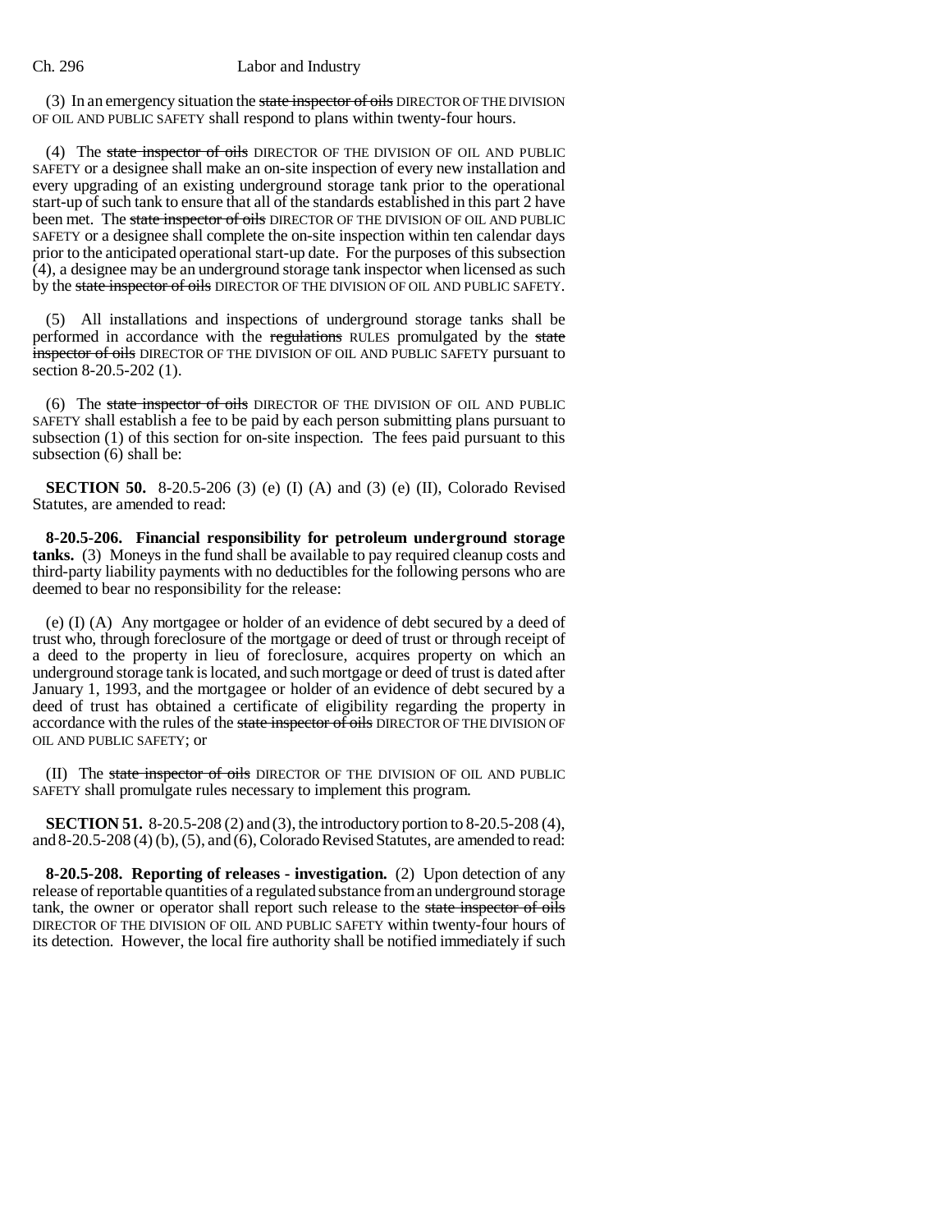(3) In an emergency situation the ~~state inspector of oils~~ DIRECTOR OF THE DIVISION OF OIL AND PUBLIC SAFETY shall respond to plans within twenty-four hours.

(4) The ~~state inspector of oils~~ DIRECTOR OF THE DIVISION OF OIL AND PUBLIC SAFETY or a designee shall make an on-site inspection of every new installation and every upgrading of an existing underground storage tank prior to the operational start-up of such tank to ensure that all of the standards established in this part 2 have been met. The ~~state inspector of oils~~ DIRECTOR OF THE DIVISION OF OIL AND PUBLIC SAFETY or a designee shall complete the on-site inspection within ten calendar days prior to the anticipated operational start-up date. For the purposes of this subsection (4), a designee may be an underground storage tank inspector when licensed as such by the ~~state inspector of oils~~ DIRECTOR OF THE DIVISION OF OIL AND PUBLIC SAFETY.

(5) All installations and inspections of underground storage tanks shall be performed in accordance with the ~~regulations~~ RULES promulgated by the ~~state inspector of oils~~ DIRECTOR OF THE DIVISION OF OIL AND PUBLIC SAFETY pursuant to section 8-20.5-202 (1).

(6) The ~~state inspector of oils~~ DIRECTOR OF THE DIVISION OF OIL AND PUBLIC SAFETY shall establish a fee to be paid by each person submitting plans pursuant to subsection (1) of this section for on-site inspection. The fees paid pursuant to this subsection (6) shall be:

**SECTION 50.** 8-20.5-206 (3) (e) (I) (A) and (3) (e) (II), Colorado Revised Statutes, are amended to read:

**8-20.5-206. Financial responsibility for petroleum underground storage tanks.** (3) Moneys in the fund shall be available to pay required cleanup costs and third-party liability payments with no deductibles for the following persons who are deemed to bear no responsibility for the release:

(e) (I) (A) Any mortgagee or holder of an evidence of debt secured by a deed of trust who, through foreclosure of the mortgage or deed of trust or through receipt of a deed to the property in lieu of foreclosure, acquires property on which an underground storage tank is located, and such mortgage or deed of trust is dated after January 1, 1993, and the mortgagee or holder of an evidence of debt secured by a deed of trust has obtained a certificate of eligibility regarding the property in accordance with the rules of the ~~state inspector of oils~~ DIRECTOR OF THE DIVISION OF OIL AND PUBLIC SAFETY; or

(II) The ~~state inspector of oils~~ DIRECTOR OF THE DIVISION OF OIL AND PUBLIC SAFETY shall promulgate rules necessary to implement this program.

**SECTION 51.** 8-20.5-208 (2) and (3), the introductory portion to 8-20.5-208 (4), and 8-20.5-208 (4) (b), (5), and (6), Colorado Revised Statutes, are amended to read:

**8-20.5-208. Reporting of releases - investigation.** (2) Upon detection of any release of reportable quantities of a regulated substance from an underground storage tank, the owner or operator shall report such release to the ~~state inspector of oils~~ DIRECTOR OF THE DIVISION OF OIL AND PUBLIC SAFETY within twenty-four hours of its detection. However, the local fire authority shall be notified immediately if such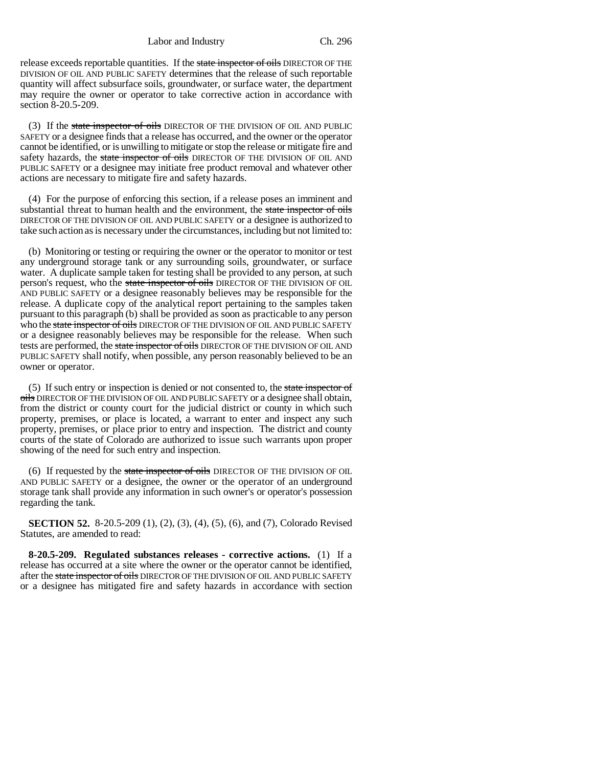release exceeds reportable quantities. If the ~~state inspector of oils~~ DIRECTOR OF THE DIVISION OF OIL AND PUBLIC SAFETY determines that the release of such reportable quantity will affect subsurface soils, groundwater, or surface water, the department may require the owner or operator to take corrective action in accordance with section 8-20.5-209.

(3) If the ~~state inspector of oils~~ DIRECTOR OF THE DIVISION OF OIL AND PUBLIC SAFETY or a designee finds that a release has occurred, and the owner or the operator cannot be identified, or is unwilling to mitigate or stop the release or mitigate fire and safety hazards, the ~~state inspector of oils~~ DIRECTOR OF THE DIVISION OF OIL AND PUBLIC SAFETY or a designee may initiate free product removal and whatever other actions are necessary to mitigate fire and safety hazards.

(4) For the purpose of enforcing this section, if a release poses an imminent and substantial threat to human health and the environment, the ~~state inspector of oils~~ DIRECTOR OF THE DIVISION OF OIL AND PUBLIC SAFETY or a designee is authorized to take such action as is necessary under the circumstances, including but not limited to:

(b) Monitoring or testing or requiring the owner or the operator to monitor or test any underground storage tank or any surrounding soils, groundwater, or surface water. A duplicate sample taken for testing shall be provided to any person, at such person's request, who the ~~state inspector of oils~~ DIRECTOR OF THE DIVISION OF OIL AND PUBLIC SAFETY or a designee reasonably believes may be responsible for the release. A duplicate copy of the analytical report pertaining to the samples taken pursuant to this paragraph (b) shall be provided as soon as practicable to any person who the ~~state inspector of oils~~ DIRECTOR OF THE DIVISION OF OIL AND PUBLIC SAFETY or a designee reasonably believes may be responsible for the release. When such tests are performed, the ~~state inspector of oils~~ DIRECTOR OF THE DIVISION OF OIL AND PUBLIC SAFETY shall notify, when possible, any person reasonably believed to be an owner or operator.

(5) If such entry or inspection is denied or not consented to, the ~~state inspector of oils~~ DIRECTOR OF THE DIVISION OF OIL AND PUBLIC SAFETY or a designee shall obtain, from the district or county court for the judicial district or county in which such property, premises, or place is located, a warrant to enter and inspect any such property, premises, or place prior to entry and inspection. The district and county courts of the state of Colorado are authorized to issue such warrants upon proper showing of the need for such entry and inspection.

(6) If requested by the ~~state inspector of oils~~ DIRECTOR OF THE DIVISION OF OIL AND PUBLIC SAFETY or a designee, the owner or the operator of an underground storage tank shall provide any information in such owner's or operator's possession regarding the tank.

**SECTION 52.** 8-20.5-209 (1), (2), (3), (4), (5), (6), and (7), Colorado Revised Statutes, are amended to read:

**8-20.5-209. Regulated substances releases - corrective actions.** (1) If a release has occurred at a site where the owner or the operator cannot be identified, after the ~~state inspector of oils~~ DIRECTOR OF THE DIVISION OF OIL AND PUBLIC SAFETY or a designee has mitigated fire and safety hazards in accordance with section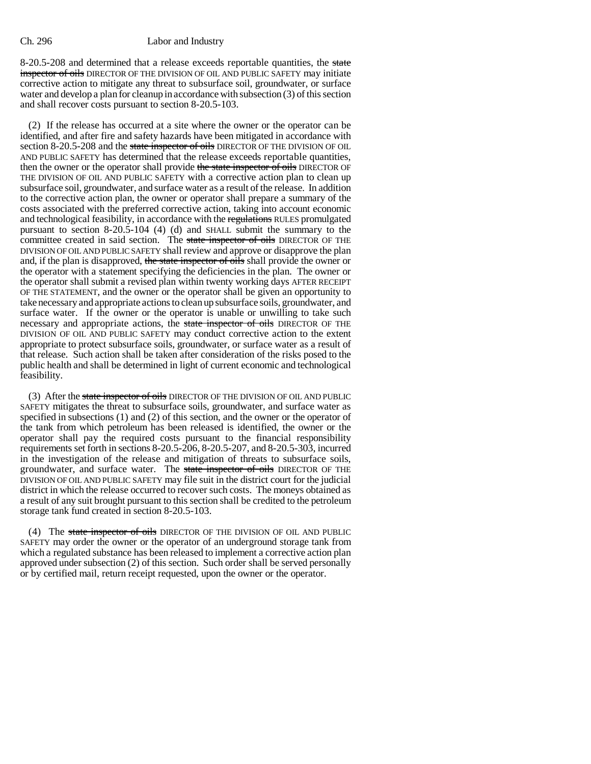8-20.5-208 and determined that a release exceeds reportable quantities, the ~~state inspector of oils~~ DIRECTOR OF THE DIVISION OF OIL AND PUBLIC SAFETY may initiate corrective action to mitigate any threat to subsurface soil, groundwater, or surface water and develop a plan for cleanup in accordance with subsection (3) of this section and shall recover costs pursuant to section 8-20.5-103.

(2) If the release has occurred at a site where the owner or the operator can be identified, and after fire and safety hazards have been mitigated in accordance with section 8-20.5-208 and the ~~state inspector of oils~~ DIRECTOR OF THE DIVISION OF OIL AND PUBLIC SAFETY has determined that the release exceeds reportable quantities, then the owner or the operator shall provide ~~the state inspector of oils~~ DIRECTOR OF THE DIVISION OF OIL AND PUBLIC SAFETY with a corrective action plan to clean up subsurface soil, groundwater, and surface water as a result of the release. In addition to the corrective action plan, the owner or operator shall prepare a summary of the costs associated with the preferred corrective action, taking into account economic and technological feasibility, in accordance with the ~~regulations~~ RULES promulgated pursuant to section 8-20.5-104 (4) (d) and SHALL submit the summary to the committee created in said section. The ~~state inspector of oils~~ DIRECTOR OF THE DIVISION OF OIL AND PUBLIC SAFETY shall review and approve or disapprove the plan and, if the plan is disapproved, ~~the state inspector of oils~~ shall provide the owner or the operator with a statement specifying the deficiencies in the plan. The owner or the operator shall submit a revised plan within twenty working days AFTER RECEIPT OF THE STATEMENT, and the owner or the operator shall be given an opportunity to take necessary and appropriate actions to clean up subsurface soils, groundwater, and surface water. If the owner or the operator is unable or unwilling to take such necessary and appropriate actions, the ~~state inspector of oils~~ DIRECTOR OF THE DIVISION OF OIL AND PUBLIC SAFETY may conduct corrective action to the extent appropriate to protect subsurface soils, groundwater, or surface water as a result of that release. Such action shall be taken after consideration of the risks posed to the public health and shall be determined in light of current economic and technological feasibility.

(3) After the ~~state inspector of oils~~ DIRECTOR OF THE DIVISION OF OIL AND PUBLIC SAFETY mitigates the threat to subsurface soils, groundwater, and surface water as specified in subsections (1) and (2) of this section, and the owner or the operator of the tank from which petroleum has been released is identified, the owner or the operator shall pay the required costs pursuant to the financial responsibility requirements set forth in sections 8-20.5-206, 8-20.5-207, and 8-20.5-303, incurred in the investigation of the release and mitigation of threats to subsurface soils, groundwater, and surface water. The ~~state inspector of oils~~ DIRECTOR OF THE DIVISION OF OIL AND PUBLIC SAFETY may file suit in the district court for the judicial district in which the release occurred to recover such costs. The moneys obtained as a result of any suit brought pursuant to this section shall be credited to the petroleum storage tank fund created in section 8-20.5-103.

(4) The ~~state inspector of oils~~ DIRECTOR OF THE DIVISION OF OIL AND PUBLIC SAFETY may order the owner or the operator of an underground storage tank from which a regulated substance has been released to implement a corrective action plan approved under subsection (2) of this section. Such order shall be served personally or by certified mail, return receipt requested, upon the owner or the operator.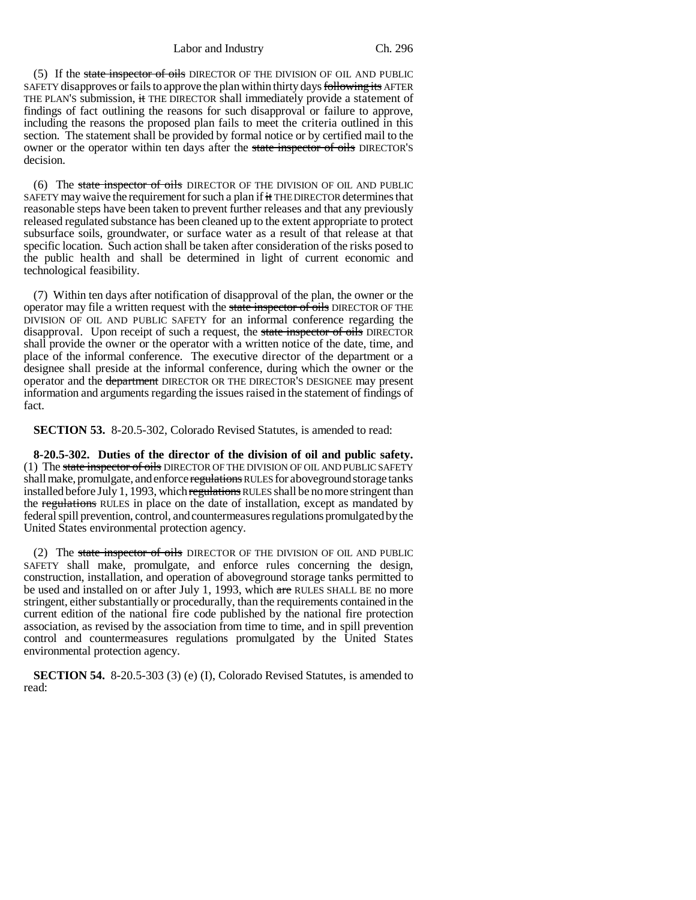(5) If the ~~state inspector of oils~~ DIRECTOR OF THE DIVISION OF OIL AND PUBLIC SAFETY disapproves or fails to approve the plan within thirty days ~~following its~~ AFTER THE PLAN'S submission, ~~it~~ THE DIRECTOR shall immediately provide a statement of findings of fact outlining the reasons for such disapproval or failure to approve, including the reasons the proposed plan fails to meet the criteria outlined in this section. The statement shall be provided by formal notice or by certified mail to the owner or the operator within ten days after the ~~state inspector of oils~~ DIRECTOR'S decision.

(6) The ~~state inspector of oils~~ DIRECTOR OF THE DIVISION OF OIL AND PUBLIC SAFETY may waive the requirement for such a plan if ~~it~~ THE DIRECTOR determines that reasonable steps have been taken to prevent further releases and that any previously released regulated substance has been cleaned up to the extent appropriate to protect subsurface soils, groundwater, or surface water as a result of that release at that specific location. Such action shall be taken after consideration of the risks posed to the public health and shall be determined in light of current economic and technological feasibility.

(7) Within ten days after notification of disapproval of the plan, the owner or the operator may file a written request with the ~~state inspector of oils~~ DIRECTOR OF THE DIVISION OF OIL AND PUBLIC SAFETY for an informal conference regarding the disapproval. Upon receipt of such a request, the ~~state inspector of oils~~ DIRECTOR shall provide the owner or the operator with a written notice of the date, time, and place of the informal conference. The executive director of the department or a designee shall preside at the informal conference, during which the owner or the operator and the ~~department~~ DIRECTOR OR THE DIRECTOR'S DESIGNEE may present information and arguments regarding the issues raised in the statement of findings of fact.

**SECTION 53.** 8-20.5-302, Colorado Revised Statutes, is amended to read:

**8-20.5-302. Duties of the director of the division of oil and public safety.** (1) The ~~state inspector of oils~~ DIRECTOR OF THE DIVISION OF OIL AND PUBLIC SAFETY shall make, promulgate, and enforce ~~regulations~~ RULES for aboveground storage tanks installed before July 1, 1993, which ~~regulations~~ RULES shall be no more stringent than the ~~regulations~~ RULES in place on the date of installation, except as mandated by federal spill prevention, control, and countermeasures regulations promulgated by the United States environmental protection agency.

(2) The ~~state inspector of oils~~ DIRECTOR OF THE DIVISION OF OIL AND PUBLIC SAFETY shall make, promulgate, and enforce rules concerning the design, construction, installation, and operation of aboveground storage tanks permitted to be used and installed on or after July 1, 1993, which ~~are~~ RULES SHALL BE no more stringent, either substantially or procedurally, than the requirements contained in the current edition of the national fire code published by the national fire protection association, as revised by the association from time to time, and in spill prevention control and countermeasures regulations promulgated by the United States environmental protection agency.

**SECTION 54.** 8-20.5-303 (3) (e) (I), Colorado Revised Statutes, is amended to read: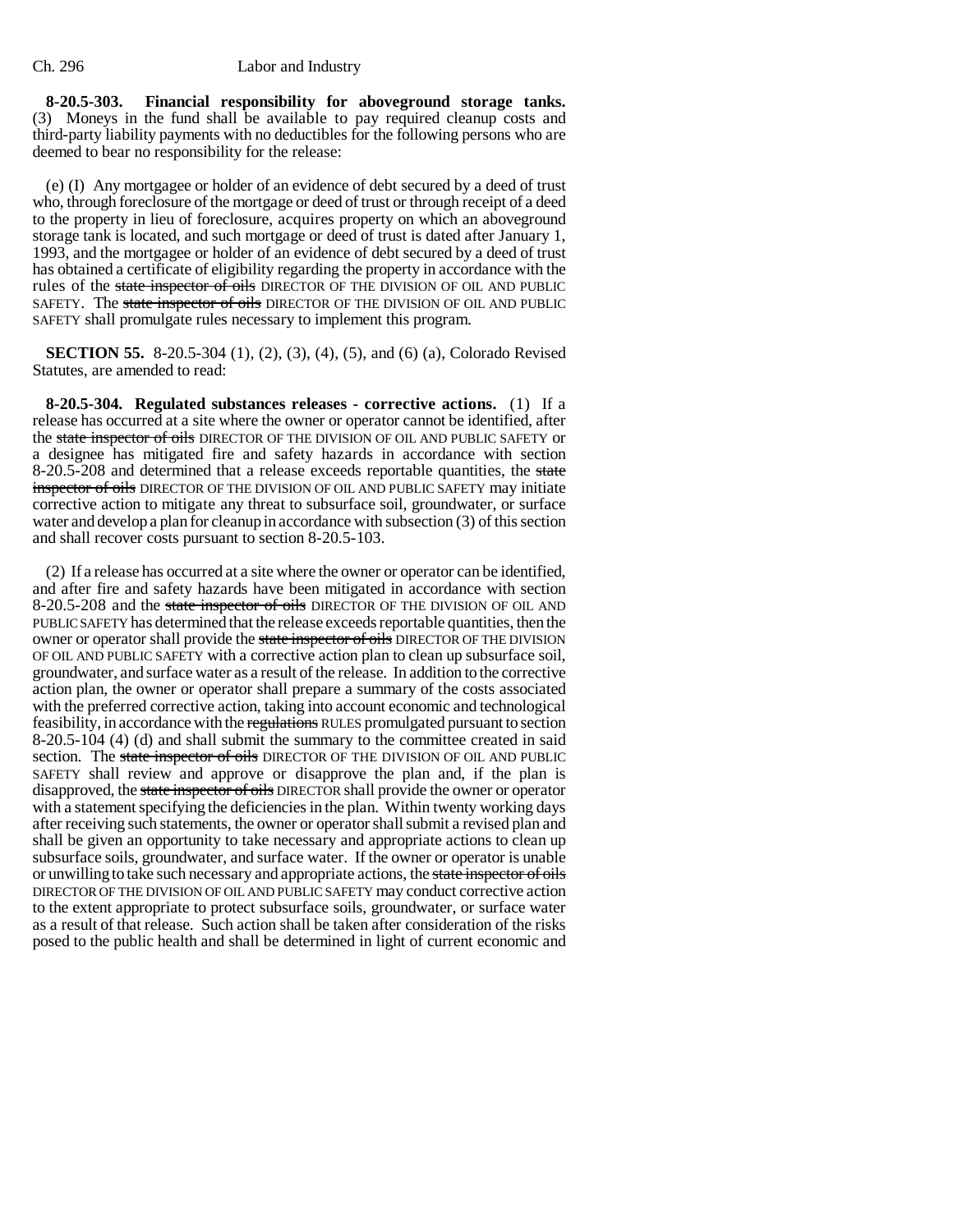**8-20.5-303. Financial responsibility for aboveground storage tanks.** (3) Moneys in the fund shall be available to pay required cleanup costs and third-party liability payments with no deductibles for the following persons who are deemed to bear no responsibility for the release:

(e) (I) Any mortgagee or holder of an evidence of debt secured by a deed of trust who, through foreclosure of the mortgage or deed of trust or through receipt of a deed to the property in lieu of foreclosure, acquires property on which an aboveground storage tank is located, and such mortgage or deed of trust is dated after January 1, 1993, and the mortgagee or holder of an evidence of debt secured by a deed of trust has obtained a certificate of eligibility regarding the property in accordance with the rules of the ~~state inspector of oils~~ DIRECTOR OF THE DIVISION OF OIL AND PUBLIC SAFETY. The ~~state inspector of oils~~ DIRECTOR OF THE DIVISION OF OIL AND PUBLIC SAFETY shall promulgate rules necessary to implement this program.

**SECTION 55.** 8-20.5-304 (1), (2), (3), (4), (5), and (6) (a), Colorado Revised Statutes, are amended to read:

**8-20.5-304. Regulated substances releases - corrective actions.** (1) If a release has occurred at a site where the owner or operator cannot be identified, after the ~~state inspector of oils~~ DIRECTOR OF THE DIVISION OF OIL AND PUBLIC SAFETY or a designee has mitigated fire and safety hazards in accordance with section 8-20.5-208 and determined that a release exceeds reportable quantities, the ~~state inspector of oils~~ DIRECTOR OF THE DIVISION OF OIL AND PUBLIC SAFETY may initiate corrective action to mitigate any threat to subsurface soil, groundwater, or surface water and develop a plan for cleanup in accordance with subsection (3) of this section and shall recover costs pursuant to section 8-20.5-103.

(2) If a release has occurred at a site where the owner or operator can be identified, and after fire and safety hazards have been mitigated in accordance with section 8-20.5-208 and the ~~state inspector of oils~~ DIRECTOR OF THE DIVISION OF OIL AND PUBLIC SAFETY has determined that the release exceeds reportable quantities, then the owner or operator shall provide the ~~state inspector of oils~~ DIRECTOR OF THE DIVISION OF OIL AND PUBLIC SAFETY with a corrective action plan to clean up subsurface soil, groundwater, and surface water as a result of the release. In addition to the corrective action plan, the owner or operator shall prepare a summary of the costs associated with the preferred corrective action, taking into account economic and technological feasibility, in accordance with the ~~regulations~~ RULES promulgated pursuant to section 8-20.5-104 (4) (d) and shall submit the summary to the committee created in said section. The ~~state inspector of oils~~ DIRECTOR OF THE DIVISION OF OIL AND PUBLIC SAFETY shall review and approve or disapprove the plan and, if the plan is disapproved, the ~~state inspector of oils~~ DIRECTOR shall provide the owner or operator with a statement specifying the deficiencies in the plan. Within twenty working days after receiving such statements, the owner or operator shall submit a revised plan and shall be given an opportunity to take necessary and appropriate actions to clean up subsurface soils, groundwater, and surface water. If the owner or operator is unable or unwilling to take such necessary and appropriate actions, the ~~state inspector of oils~~ DIRECTOR OF THE DIVISION OF OIL AND PUBLIC SAFETY may conduct corrective action to the extent appropriate to protect subsurface soils, groundwater, or surface water as a result of that release. Such action shall be taken after consideration of the risks posed to the public health and shall be determined in light of current economic and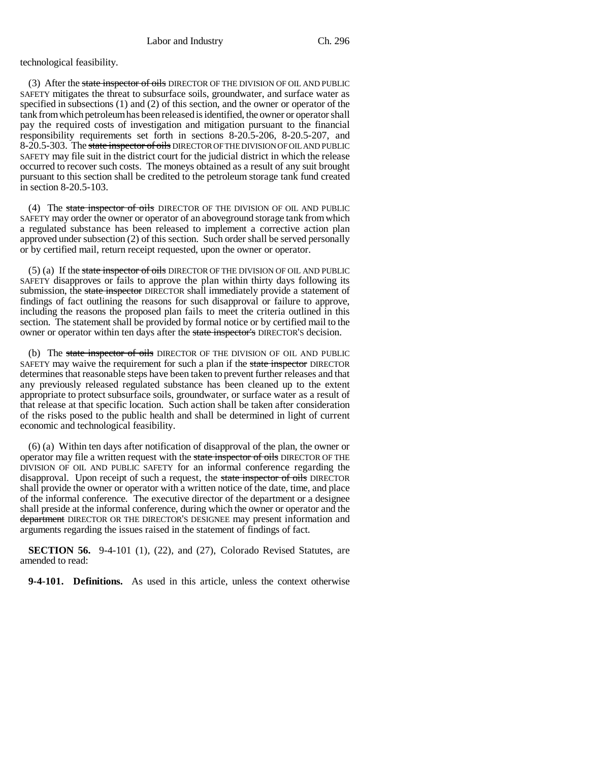technological feasibility.

(3) After the ~~state inspector of oils~~ DIRECTOR OF THE DIVISION OF OIL AND PUBLIC SAFETY mitigates the threat to subsurface soils, groundwater, and surface water as specified in subsections (1) and (2) of this section, and the owner or operator of the tank from which petroleum has been released is identified, the owner or operator shall pay the required costs of investigation and mitigation pursuant to the financial responsibility requirements set forth in sections 8-20.5-206, 8-20.5-207, and 8-20.5-303. The ~~state inspector of oils~~ DIRECTOR OF THE DIVISION OF OIL AND PUBLIC SAFETY may file suit in the district court for the judicial district in which the release occurred to recover such costs. The moneys obtained as a result of any suit brought pursuant to this section shall be credited to the petroleum storage tank fund created in section 8-20.5-103.

(4) The ~~state inspector of oils~~ DIRECTOR OF THE DIVISION OF OIL AND PUBLIC SAFETY may order the owner or operator of an aboveground storage tank from which a regulated substance has been released to implement a corrective action plan approved under subsection (2) of this section. Such order shall be served personally or by certified mail, return receipt requested, upon the owner or operator.

(5) (a) If the ~~state inspector of oils~~ DIRECTOR OF THE DIVISION OF OIL AND PUBLIC SAFETY disapproves or fails to approve the plan within thirty days following its submission, the ~~state inspector~~ DIRECTOR shall immediately provide a statement of findings of fact outlining the reasons for such disapproval or failure to approve, including the reasons the proposed plan fails to meet the criteria outlined in this section. The statement shall be provided by formal notice or by certified mail to the owner or operator within ten days after the ~~state inspector's~~ DIRECTOR'S decision.

(b) The ~~state inspector of oils~~ DIRECTOR OF THE DIVISION OF OIL AND PUBLIC SAFETY may waive the requirement for such a plan if the ~~state inspector~~ DIRECTOR determines that reasonable steps have been taken to prevent further releases and that any previously released regulated substance has been cleaned up to the extent appropriate to protect subsurface soils, groundwater, or surface water as a result of that release at that specific location. Such action shall be taken after consideration of the risks posed to the public health and shall be determined in light of current economic and technological feasibility.

(6) (a) Within ten days after notification of disapproval of the plan, the owner or operator may file a written request with the ~~state inspector of oils~~ DIRECTOR OF THE DIVISION OF OIL AND PUBLIC SAFETY for an informal conference regarding the disapproval. Upon receipt of such a request, the ~~state inspector of oils~~ DIRECTOR shall provide the owner or operator with a written notice of the date, time, and place of the informal conference. The executive director of the department or a designee shall preside at the informal conference, during which the owner or operator and the ~~department~~ DIRECTOR OR THE DIRECTOR'S DESIGNEE may present information and arguments regarding the issues raised in the statement of findings of fact.

**SECTION 56.** 9-4-101 (1), (22), and (27), Colorado Revised Statutes, are amended to read:

**9-4-101. Definitions.** As used in this article, unless the context otherwise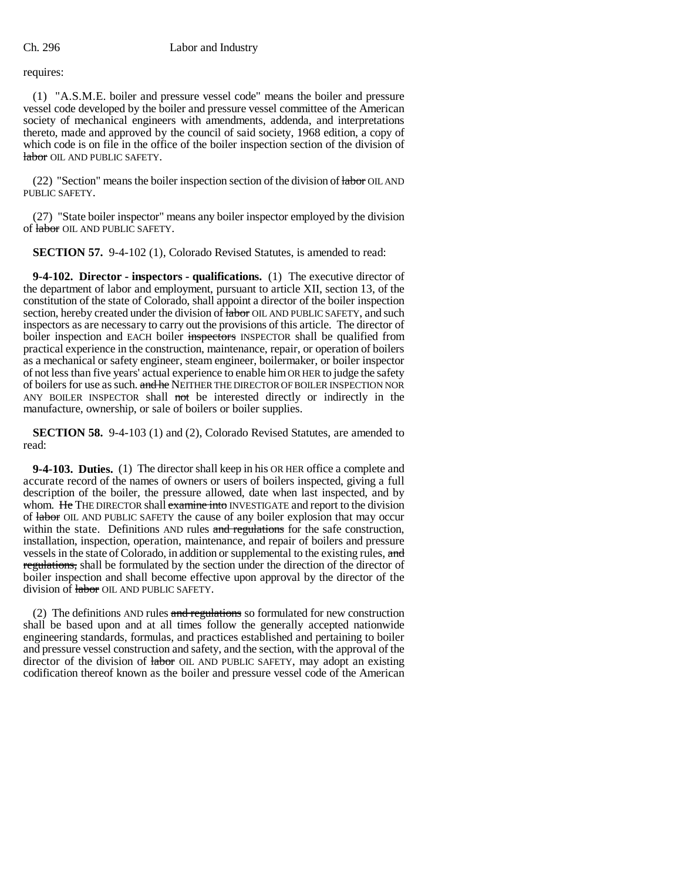requires:

(1) "A.S.M.E. boiler and pressure vessel code" means the boiler and pressure vessel code developed by the boiler and pressure vessel committee of the American society of mechanical engineers with amendments, addenda, and interpretations thereto, made and approved by the council of said society, 1968 edition, a copy of which code is on file in the office of the boiler inspection section of the division of ~~labor~~ OIL AND PUBLIC SAFETY.

(22) "Section" means the boiler inspection section of the division of ~~labor~~ OIL AND PUBLIC SAFETY.

(27) "State boiler inspector" means any boiler inspector employed by the division of ~~labor~~ OIL AND PUBLIC SAFETY.

**SECTION 57.** 9-4-102 (1), Colorado Revised Statutes, is amended to read:

**9-4-102. Director - inspectors - qualifications.** (1) The executive director of the department of labor and employment, pursuant to article XII, section 13, of the constitution of the state of Colorado, shall appoint a director of the boiler inspection section, hereby created under the division of ~~labor~~ OIL AND PUBLIC SAFETY, and such inspectors as are necessary to carry out the provisions of this article. The director of boiler inspection and EACH boiler ~~inspectors~~ INSPECTOR shall be qualified from practical experience in the construction, maintenance, repair, or operation of boilers as a mechanical or safety engineer, steam engineer, boilermaker, or boiler inspector of not less than five years' actual experience to enable him OR HER to judge the safety of boilers for use as such. ~~and he~~ NEITHER THE DIRECTOR OF BOILER INSPECTION NOR ANY BOILER INSPECTOR shall ~~not~~ be interested directly or indirectly in the manufacture, ownership, or sale of boilers or boiler supplies.

**SECTION 58.** 9-4-103 (1) and (2), Colorado Revised Statutes, are amended to read:

**9-4-103. Duties.** (1) The director shall keep in his OR HER office a complete and accurate record of the names of owners or users of boilers inspected, giving a full description of the boiler, the pressure allowed, date when last inspected, and by whom. ~~He~~ THE DIRECTOR shall ~~examine into~~ INVESTIGATE and report to the division of ~~labor~~ OIL AND PUBLIC SAFETY the cause of any boiler explosion that may occur within the state. Definitions AND rules ~~and regulations~~ for the safe construction, installation, inspection, operation, maintenance, and repair of boilers and pressure vessels in the state of Colorado, in addition or supplemental to the existing rules, ~~and regulations,~~ shall be formulated by the section under the direction of the director of boiler inspection and shall become effective upon approval by the director of the division of ~~labor~~ OIL AND PUBLIC SAFETY.

(2) The definitions AND rules ~~and regulations~~ so formulated for new construction shall be based upon and at all times follow the generally accepted nationwide engineering standards, formulas, and practices established and pertaining to boiler and pressure vessel construction and safety, and the section, with the approval of the director of the division of ~~labor~~ OIL AND PUBLIC SAFETY, may adopt an existing codification thereof known as the boiler and pressure vessel code of the American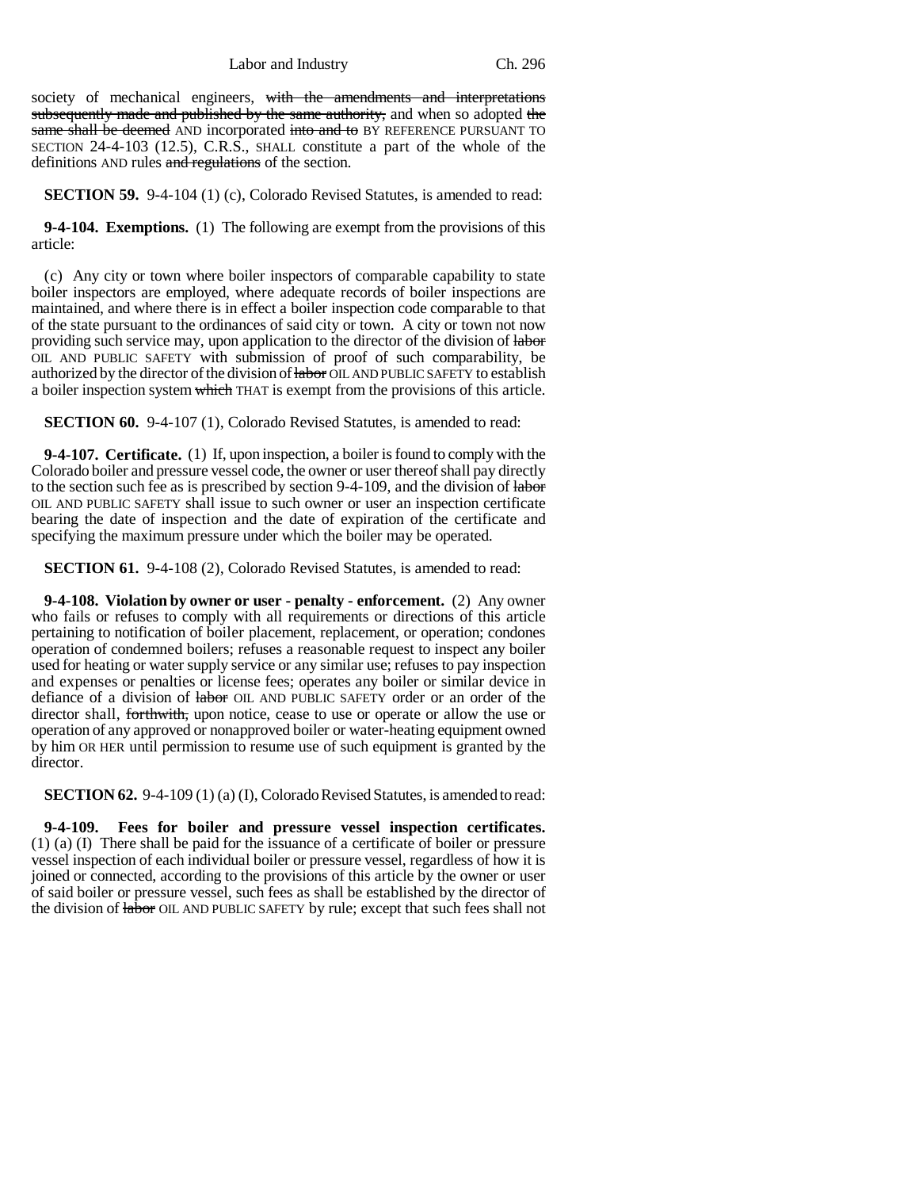society of mechanical engineers, ~~with the amendments and interpretations subsequently made and published by the same authority,~~ and when so adopted ~~the same shall be deemed~~ AND incorporated ~~into and to~~ BY REFERENCE PURSUANT TO SECTION 24-4-103 (12.5), C.R.S., SHALL constitute a part of the whole of the definitions AND rules ~~and regulations~~ of the section.

**SECTION 59.** 9-4-104 (1) (c), Colorado Revised Statutes, is amended to read:

**9-4-104. Exemptions.** (1) The following are exempt from the provisions of this article:

(c) Any city or town where boiler inspectors of comparable capability to state boiler inspectors are employed, where adequate records of boiler inspections are maintained, and where there is in effect a boiler inspection code comparable to that of the state pursuant to the ordinances of said city or town. A city or town not now providing such service may, upon application to the director of the division of ~~labor~~ OIL AND PUBLIC SAFETY with submission of proof of such comparability, be authorized by the director of the division of ~~labor~~ OIL AND PUBLIC SAFETY to establish a boiler inspection system ~~which~~ THAT is exempt from the provisions of this article.

**SECTION 60.** 9-4-107 (1), Colorado Revised Statutes, is amended to read:

**9-4-107. Certificate.** (1) If, upon inspection, a boiler is found to comply with the Colorado boiler and pressure vessel code, the owner or user thereof shall pay directly to the section such fee as is prescribed by section 9-4-109, and the division of ~~labor~~ OIL AND PUBLIC SAFETY shall issue to such owner or user an inspection certificate bearing the date of inspection and the date of expiration of the certificate and specifying the maximum pressure under which the boiler may be operated.

**SECTION 61.** 9-4-108 (2), Colorado Revised Statutes, is amended to read:

**9-4-108. Violation by owner or user - penalty - enforcement.** (2) Any owner who fails or refuses to comply with all requirements or directions of this article pertaining to notification of boiler placement, replacement, or operation; condones operation of condemned boilers; refuses a reasonable request to inspect any boiler used for heating or water supply service or any similar use; refuses to pay inspection and expenses or penalties or license fees; operates any boiler or similar device in defiance of a division of ~~labor~~ OIL AND PUBLIC SAFETY order or an order of the director shall, ~~forthwith,~~ upon notice, cease to use or operate or allow the use or operation of any approved or nonapproved boiler or water-heating equipment owned by him OR HER until permission to resume use of such equipment is granted by the director.

**SECTION 62.** 9-4-109 (1) (a) (I), Colorado Revised Statutes, is amended to read:

**9-4-109. Fees for boiler and pressure vessel inspection certificates.** (1) (a) (I) There shall be paid for the issuance of a certificate of boiler or pressure vessel inspection of each individual boiler or pressure vessel, regardless of how it is joined or connected, according to the provisions of this article by the owner or user of said boiler or pressure vessel, such fees as shall be established by the director of the division of ~~labor~~ OIL AND PUBLIC SAFETY by rule; except that such fees shall not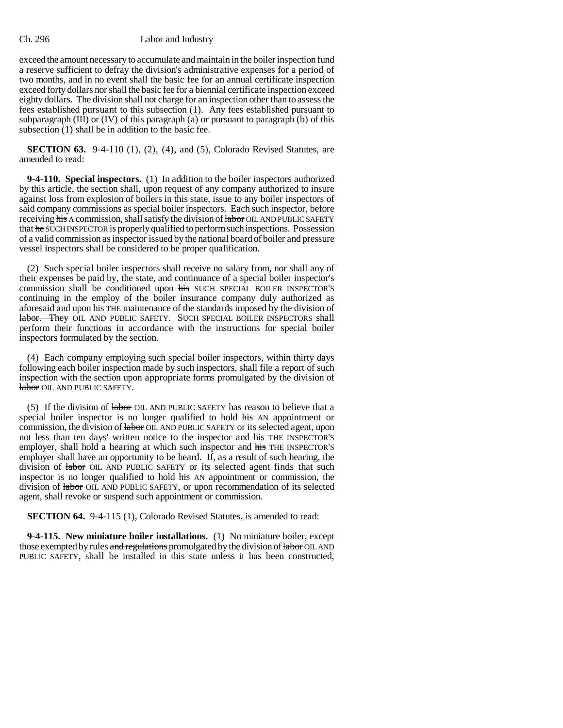exceed the amount necessary to accumulate and maintain in the boiler inspection fund a reserve sufficient to defray the division's administrative expenses for a period of two months, and in no event shall the basic fee for an annual certificate inspection exceed forty dollars nor shall the basic fee for a biennial certificate inspection exceed eighty dollars. The division shall not charge for an inspection other than to assess the fees established pursuant to this subsection (1). Any fees established pursuant to subparagraph (III) or (IV) of this paragraph (a) or pursuant to paragraph (b) of this subsection (1) shall be in addition to the basic fee.

**SECTION 63.** 9-4-110 (1), (2), (4), and (5), Colorado Revised Statutes, are amended to read:

**9-4-110. Special inspectors.** (1) In addition to the boiler inspectors authorized by this article, the section shall, upon request of any company authorized to insure against loss from explosion of boilers in this state, issue to any boiler inspectors of said company commissions as special boiler inspectors. Each such inspector, before receiving ~~his~~ A commission, shall satisfy the division of ~~labor~~ OIL AND PUBLIC SAFETY that ~~he~~ SUCH INSPECTOR is properly qualified to perform such inspections. Possession of a valid commission as inspector issued by the national board of boiler and pressure vessel inspectors shall be considered to be proper qualification.

(2) Such special boiler inspectors shall receive no salary from, nor shall any of their expenses be paid by, the state, and continuance of a special boiler inspector's commission shall be conditioned upon ~~his~~ SUCH SPECIAL BOILER INSPECTOR'S continuing in the employ of the boiler insurance company duly authorized as aforesaid and upon ~~his~~ THE maintenance of the standards imposed by the division of ~~labor. They~~ OIL AND PUBLIC SAFETY. SUCH SPECIAL BOILER INSPECTORS shall perform their functions in accordance with the instructions for special boiler inspectors formulated by the section.

(4) Each company employing such special boiler inspectors, within thirty days following each boiler inspection made by such inspectors, shall file a report of such inspection with the section upon appropriate forms promulgated by the division of ~~labor~~ OIL AND PUBLIC SAFETY.

(5) If the division of ~~labor~~ OIL AND PUBLIC SAFETY has reason to believe that a special boiler inspector is no longer qualified to hold ~~his~~ AN appointment or commission, the division of ~~labor~~ OIL AND PUBLIC SAFETY or its selected agent, upon not less than ten days' written notice to the inspector and ~~his~~ THE INSPECTOR'S employer, shall hold a hearing at which such inspector and ~~his~~ THE INSPECTOR'S employer shall have an opportunity to be heard. If, as a result of such hearing, the division of ~~labor~~ OIL AND PUBLIC SAFETY or its selected agent finds that such inspector is no longer qualified to hold ~~his~~ AN appointment or commission, the division of ~~labor~~ OIL AND PUBLIC SAFETY, or upon recommendation of its selected agent, shall revoke or suspend such appointment or commission.

**SECTION 64.** 9-4-115 (1), Colorado Revised Statutes, is amended to read:

**9-4-115. New miniature boiler installations.** (1) No miniature boiler, except those exempted by rules ~~and regulations~~ promulgated by the division of ~~labor~~ OIL AND PUBLIC SAFETY, shall be installed in this state unless it has been constructed,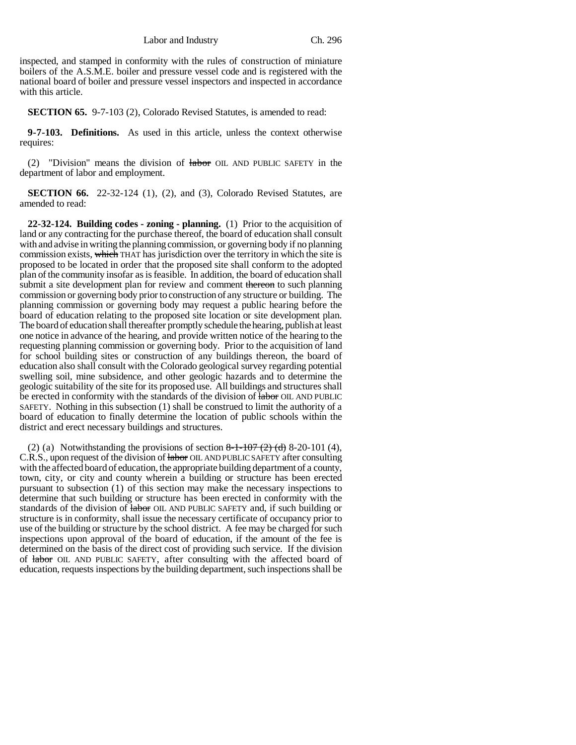inspected, and stamped in conformity with the rules of construction of miniature boilers of the A.S.M.E. boiler and pressure vessel code and is registered with the national board of boiler and pressure vessel inspectors and inspected in accordance with this article.

**SECTION 65.** 9-7-103 (2), Colorado Revised Statutes, is amended to read:

**9-7-103. Definitions.** As used in this article, unless the context otherwise requires:

(2) "Division" means the division of ~~labor~~ OIL AND PUBLIC SAFETY in the department of labor and employment.

**SECTION 66.** 22-32-124 (1), (2), and (3), Colorado Revised Statutes, are amended to read:

**22-32-124. Building codes - zoning - planning.** (1) Prior to the acquisition of land or any contracting for the purchase thereof, the board of education shall consult with and advise in writing the planning commission, or governing body if no planning commission exists, ~~which~~ THAT has jurisdiction over the territory in which the site is proposed to be located in order that the proposed site shall conform to the adopted plan of the community insofar as is feasible. In addition, the board of education shall submit a site development plan for review and comment ~~thereon~~ to such planning commission or governing body prior to construction of any structure or building. The planning commission or governing body may request a public hearing before the board of education relating to the proposed site location or site development plan. The board of education shall thereafter promptly schedule the hearing, publish at least one notice in advance of the hearing, and provide written notice of the hearing to the requesting planning commission or governing body. Prior to the acquisition of land for school building sites or construction of any buildings thereon, the board of education also shall consult with the Colorado geological survey regarding potential swelling soil, mine subsidence, and other geologic hazards and to determine the geologic suitability of the site for its proposed use. All buildings and structures shall be erected in conformity with the standards of the division of ~~labor~~ OIL AND PUBLIC SAFETY. Nothing in this subsection (1) shall be construed to limit the authority of a board of education to finally determine the location of public schools within the district and erect necessary buildings and structures.

(2) (a) Notwithstanding the provisions of section ~~8-1-107 (2) (d)~~ 8-20-101 (4), C.R.S., upon request of the division of ~~labor~~ OIL AND PUBLIC SAFETY after consulting with the affected board of education, the appropriate building department of a county, town, city, or city and county wherein a building or structure has been erected pursuant to subsection (1) of this section may make the necessary inspections to determine that such building or structure has been erected in conformity with the standards of the division of ~~labor~~ OIL AND PUBLIC SAFETY and, if such building or structure is in conformity, shall issue the necessary certificate of occupancy prior to use of the building or structure by the school district. A fee may be charged for such inspections upon approval of the board of education, if the amount of the fee is determined on the basis of the direct cost of providing such service. If the division of ~~labor~~ OIL AND PUBLIC SAFETY, after consulting with the affected board of education, requests inspections by the building department, such inspections shall be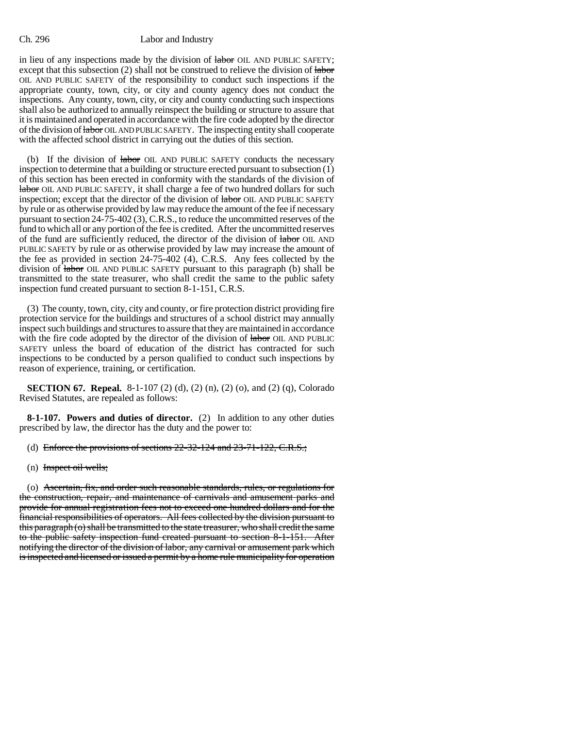in lieu of any inspections made by the division of ~~labor~~ OIL AND PUBLIC SAFETY; except that this subsection (2) shall not be construed to relieve the division of ~~labor~~ OIL AND PUBLIC SAFETY of the responsibility to conduct such inspections if the appropriate county, town, city, or city and county agency does not conduct the inspections. Any county, town, city, or city and county conducting such inspections shall also be authorized to annually reinspect the building or structure to assure that it is maintained and operated in accordance with the fire code adopted by the director of the division of ~~labor~~ OIL AND PUBLIC SAFETY. The inspecting entity shall cooperate with the affected school district in carrying out the duties of this section.

(b) If the division of ~~labor~~ OIL AND PUBLIC SAFETY conducts the necessary inspection to determine that a building or structure erected pursuant to subsection (1) of this section has been erected in conformity with the standards of the division of ~~labor~~ OIL AND PUBLIC SAFETY, it shall charge a fee of two hundred dollars for such inspection; except that the director of the division of ~~labor~~ OIL AND PUBLIC SAFETY by rule or as otherwise provided by law may reduce the amount of the fee if necessary pursuant to section 24-75-402 (3), C.R.S., to reduce the uncommitted reserves of the fund to which all or any portion of the fee is credited. After the uncommitted reserves of the fund are sufficiently reduced, the director of the division of ~~labor~~ OIL AND PUBLIC SAFETY by rule or as otherwise provided by law may increase the amount of the fee as provided in section 24-75-402 (4), C.R.S. Any fees collected by the division of ~~labor~~ OIL AND PUBLIC SAFETY pursuant to this paragraph (b) shall be transmitted to the state treasurer, who shall credit the same to the public safety inspection fund created pursuant to section 8-1-151, C.R.S.

(3) The county, town, city, city and county, or fire protection district providing fire protection service for the buildings and structures of a school district may annually inspect such buildings and structures to assure that they are maintained in accordance with the fire code adopted by the director of the division of ~~labor~~ OIL AND PUBLIC SAFETY unless the board of education of the district has contracted for such inspections to be conducted by a person qualified to conduct such inspections by reason of experience, training, or certification.

**SECTION 67. Repeal.** 8-1-107 (2) (d), (2) (n), (2) (o), and (2) (q), Colorado Revised Statutes, are repealed as follows:

**8-1-107. Powers and duties of director.** (2) In addition to any other duties prescribed by law, the director has the duty and the power to:

(d) ~~Enforce the provisions of sections 22-32-124 and 23-71-122, C.R.S.;~~

(n) ~~Inspect oil wells;~~

(o) ~~Ascertain, fix, and order such reasonable standards, rules, or regulations for the construction, repair, and maintenance of carnivals and amusement parks and provide for annual registration fees not to exceed one hundred dollars and for the financial responsibilities of operators. All fees collected by the division pursuant to this paragraph (o) shall be transmitted to the state treasurer, who shall credit the same to the public safety inspection fund created pursuant to section 8-1-151. After notifying the director of the division of labor, any carnival or amusement park which is inspected and licensed or issued a permit by a home rule municipality for operation~~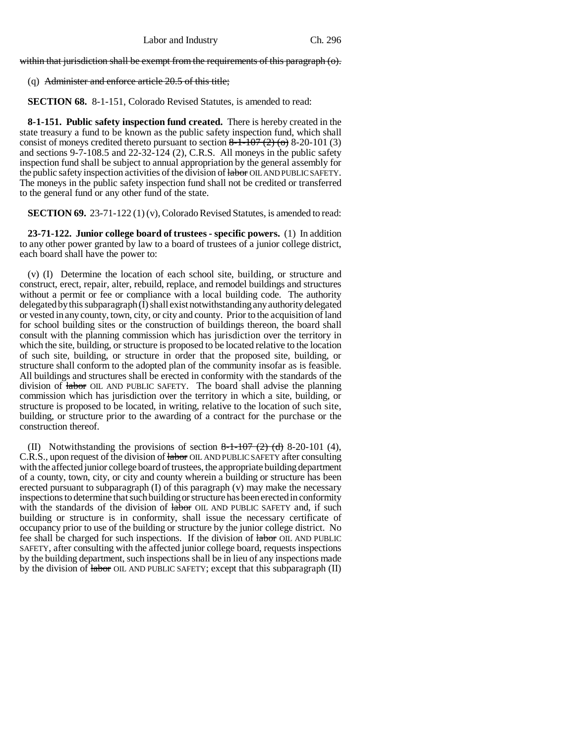within that jurisdiction shall be exempt from the requirements of this paragraph (o).

(q) Administer and enforce article 20.5 of this title;

**SECTION 68.** 8-1-151, Colorado Revised Statutes, is amended to read:

**8-1-151. Public safety inspection fund created.** There is hereby created in the state treasury a fund to be known as the public safety inspection fund, which shall consist of moneys credited thereto pursuant to section 8-1-107 (2) (o) 8-20-101 (3) and sections 9-7-108.5 and 22-32-124 (2), C.R.S. All moneys in the public safety inspection fund shall be subject to annual appropriation by the general assembly for the public safety inspection activities of the division of labor OIL AND PUBLIC SAFETY. The moneys in the public safety inspection fund shall not be credited or transferred to the general fund or any other fund of the state.

**SECTION 69.** 23-71-122 (1) (v), Colorado Revised Statutes, is amended to read:

**23-71-122. Junior college board of trustees - specific powers.** (1) In addition to any other power granted by law to a board of trustees of a junior college district, each board shall have the power to:

(v) (I) Determine the location of each school site, building, or structure and construct, erect, repair, alter, rebuild, replace, and remodel buildings and structures without a permit or fee or compliance with a local building code. The authority delegated by this subparagraph (I) shall exist notwithstanding any authority delegated or vested in any county, town, city, or city and county. Prior to the acquisition of land for school building sites or the construction of buildings thereon, the board shall consult with the planning commission which has jurisdiction over the territory in which the site, building, or structure is proposed to be located relative to the location of such site, building, or structure in order that the proposed site, building, or structure shall conform to the adopted plan of the community insofar as is feasible. All buildings and structures shall be erected in conformity with the standards of the division of labor OIL AND PUBLIC SAFETY. The board shall advise the planning commission which has jurisdiction over the territory in which a site, building, or structure is proposed to be located, in writing, relative to the location of such site, building, or structure prior to the awarding of a contract for the purchase or the construction thereof.

(II) Notwithstanding the provisions of section 8-1-107 (2) (d) 8-20-101 (4), C.R.S., upon request of the division of labor OIL AND PUBLIC SAFETY after consulting with the affected junior college board of trustees, the appropriate building department of a county, town, city, or city and county wherein a building or structure has been erected pursuant to subparagraph (I) of this paragraph (v) may make the necessary inspections to determine that such building or structure has been erected in conformity with the standards of the division of labor OIL AND PUBLIC SAFETY and, if such building or structure is in conformity, shall issue the necessary certificate of occupancy prior to use of the building or structure by the junior college district. No fee shall be charged for such inspections. If the division of labor OIL AND PUBLIC SAFETY, after consulting with the affected junior college board, requests inspections by the building department, such inspections shall be in lieu of any inspections made by the division of labor OIL AND PUBLIC SAFETY; except that this subparagraph (II)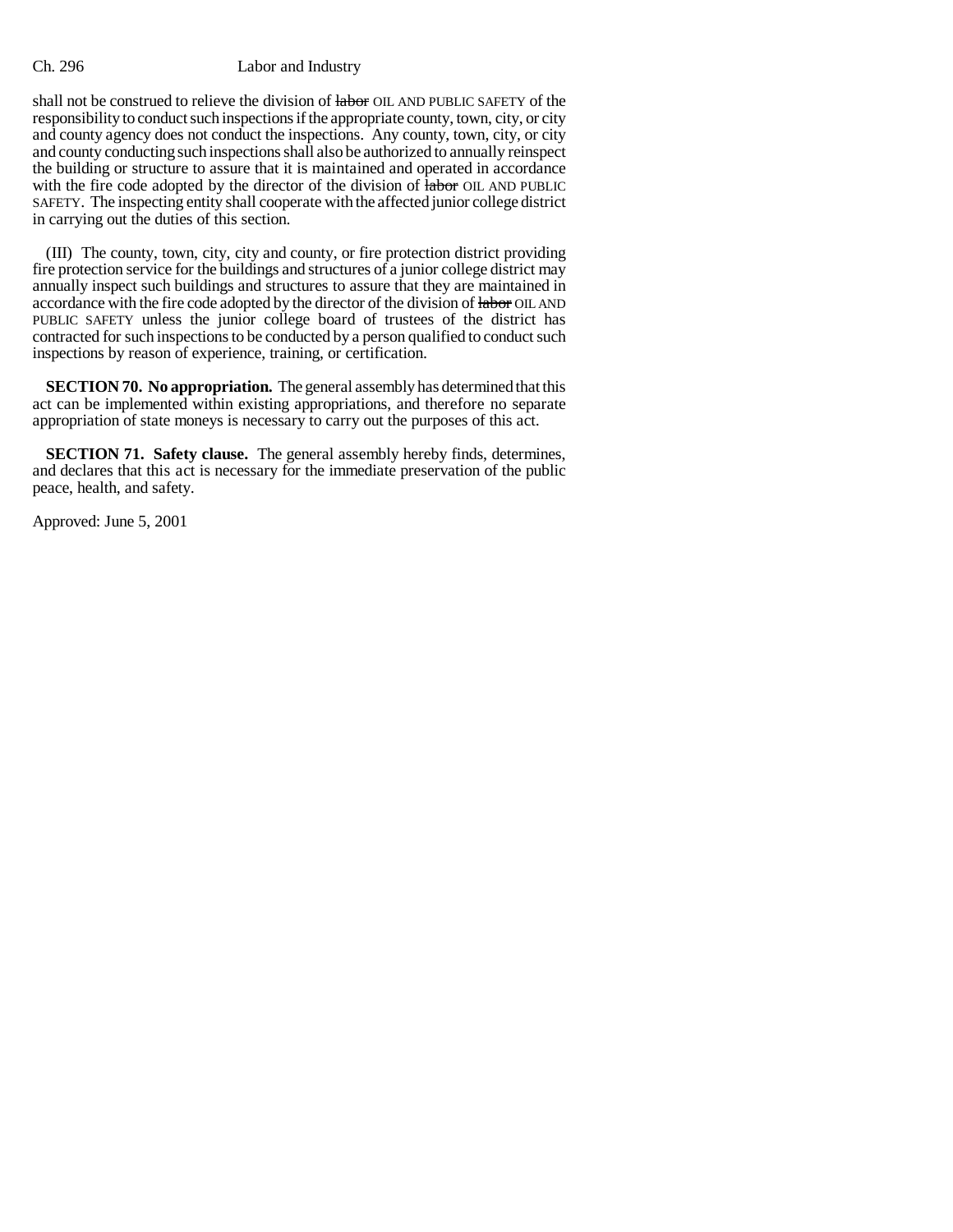shall not be construed to relieve the division of ~~labor~~ OIL AND PUBLIC SAFETY of the responsibility to conduct such inspections if the appropriate county, town, city, or city and county agency does not conduct the inspections. Any county, town, city, or city and county conducting such inspections shall also be authorized to annually reinspect the building or structure to assure that it is maintained and operated in accordance with the fire code adopted by the director of the division of ~~labor~~ OIL AND PUBLIC SAFETY. The inspecting entity shall cooperate with the affected junior college district in carrying out the duties of this section.

(III) The county, town, city, city and county, or fire protection district providing fire protection service for the buildings and structures of a junior college district may annually inspect such buildings and structures to assure that they are maintained in accordance with the fire code adopted by the director of the division of ~~labor~~ OIL AND PUBLIC SAFETY unless the junior college board of trustees of the district has contracted for such inspections to be conducted by a person qualified to conduct such inspections by reason of experience, training, or certification.

**SECTION 70. No appropriation.** The general assembly has determined that this act can be implemented within existing appropriations, and therefore no separate appropriation of state moneys is necessary to carry out the purposes of this act.

**SECTION 71. Safety clause.** The general assembly hereby finds, determines, and declares that this act is necessary for the immediate preservation of the public peace, health, and safety.

Approved: June 5, 2001